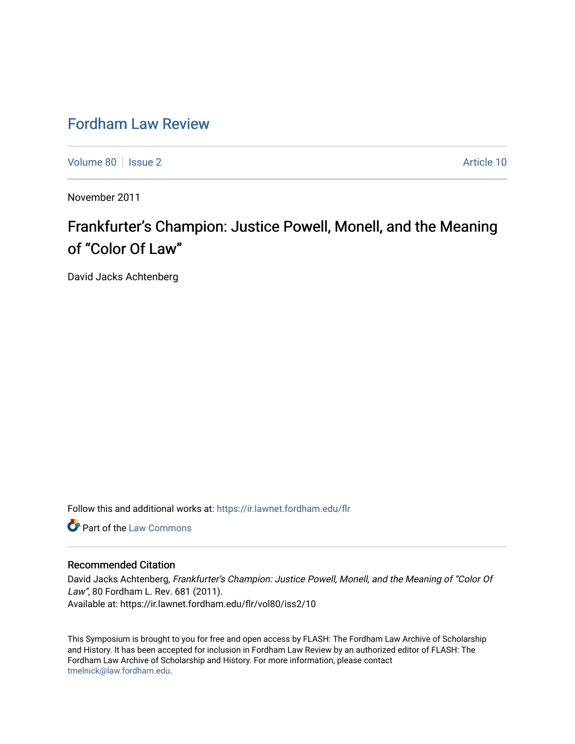# Fordham Law Review

Volume 80 | Issue 2 Article 10

November 2011

## Frankfurter's Champion: Justice Powell, Monell, and the Meaning of "Color Of Law"

David Jacks Achtenberg

Follow this and additional works at: https://ir.lawnet.fordham.edu/flr

Part of the Law Commons

### Recommended Citation

David Jacks Achtenberg, *Frankfurter's Champion: Justice Powell, Monell, and the Meaning of "Color Of Law"*, 80 Fordham L. Rev. 681 (2011).
Available at: https://ir.lawnet.fordham.edu/flr/vol80/iss2/10

This Symposium is brought to you for free and open access by FLASH: The Fordham Law Archive of Scholarship and History. It has been accepted for inclusion in Fordham Law Review by an authorized editor of FLASH: The Fordham Law Archive of Scholarship and History. For more information, please contact tmelnick@law.fordham.edu.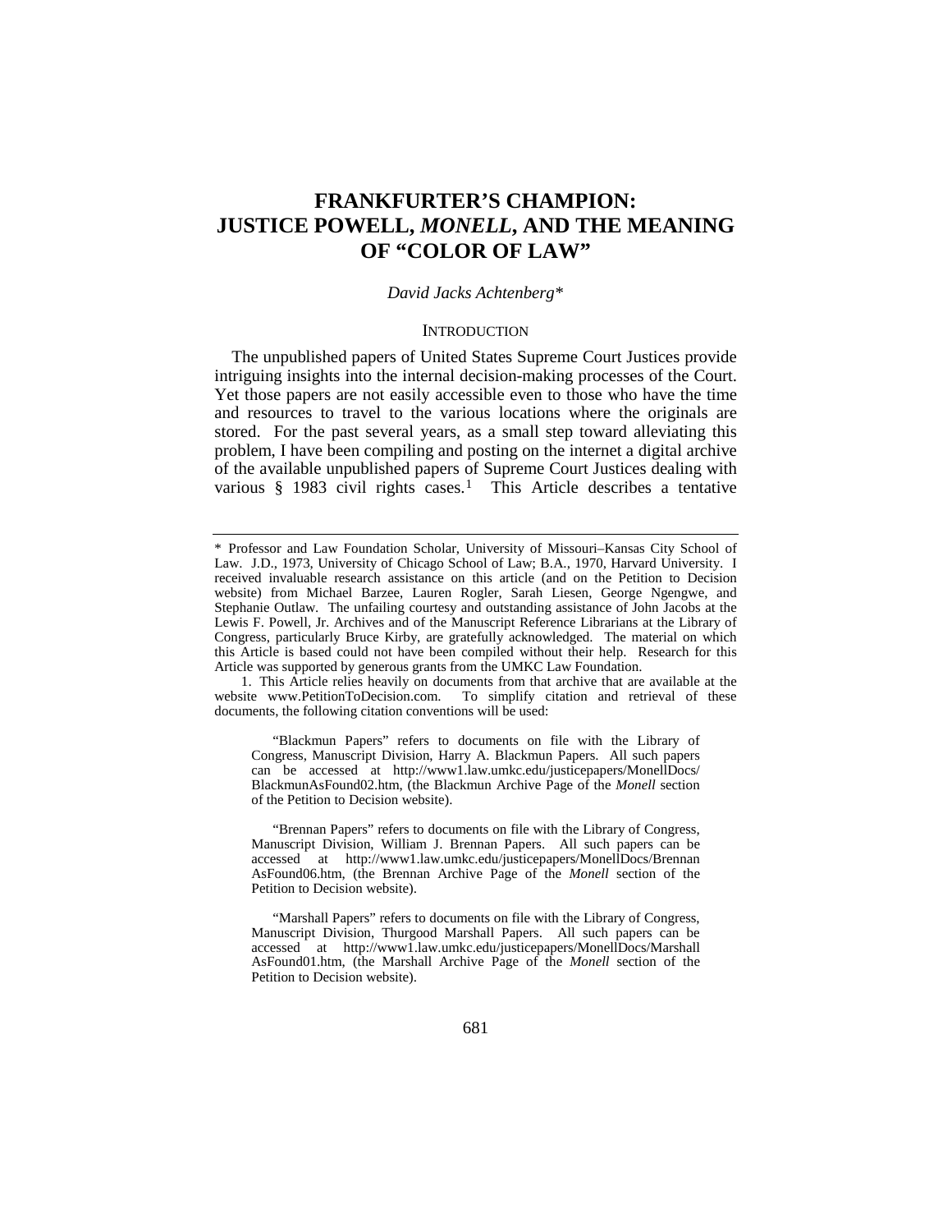# FRANKFURTER'S CHAMPION: JUSTICE POWELL, *MONELL*, AND THE MEANING OF "COLOR OF LAW"

*David Jacks Achtenberg\**

## INTRODUCTION

The unpublished papers of United States Supreme Court Justices provide intriguing insights into the internal decision-making processes of the Court. Yet those papers are not easily accessible even to those who have the time and resources to travel to the various locations where the originals are stored. For the past several years, as a small step toward alleviating this problem, I have been compiling and posting on the internet a digital archive of the available unpublished papers of Supreme Court Justices dealing with various § 1983 civil rights cases.[1] This Article describes a tentative

---

\* Professor and Law Foundation Scholar, University of Missouri–Kansas City School of Law. J.D., 1973, University of Chicago School of Law; B.A., 1970, Harvard University. I received invaluable research assistance on this article (and on the Petition to Decision website) from Michael Barzee, Lauren Rogler, Sarah Liesen, George Ngengwe, and Stephanie Outlaw. The unfailing courtesy and outstanding assistance of John Jacobs at the Lewis F. Powell, Jr. Archives and of the Manuscript Reference Librarians at the Library of Congress, particularly Bruce Kirby, are gratefully acknowledged. The material on which this Article is based could not have been compiled without their help. Research for this Article was supported by generous grants from the UMKC Law Foundation.

1. This Article relies heavily on documents from that archive that are available at the website www.PetitionToDecision.com. To simplify citation and retrieval of these documents, the following citation conventions will be used:

> "Blackmun Papers" refers to documents on file with the Library of Congress, Manuscript Division, Harry A. Blackmun Papers. All such papers can be accessed at http://www1.law.umkc.edu/justicepapers/MonellDocs/BlackmunAsFound02.htm, (the Blackmun Archive Page of the *Monell* section of the Petition to Decision website).

> "Brennan Papers" refers to documents on file with the Library of Congress, Manuscript Division, William J. Brennan Papers. All such papers can be accessed at http://www1.law.umkc.edu/justicepapers/MonellDocs/BrennanAsFound06.htm, (the Brennan Archive Page of the *Monell* section of the Petition to Decision website).

> "Marshall Papers" refers to documents on file with the Library of Congress, Manuscript Division, Thurgood Marshall Papers. All such papers can be accessed at http://www1.law.umkc.edu/justicepapers/MonellDocs/MarshallAsFound01.htm, (the Marshall Archive Page of the *Monell* section of the Petition to Decision website).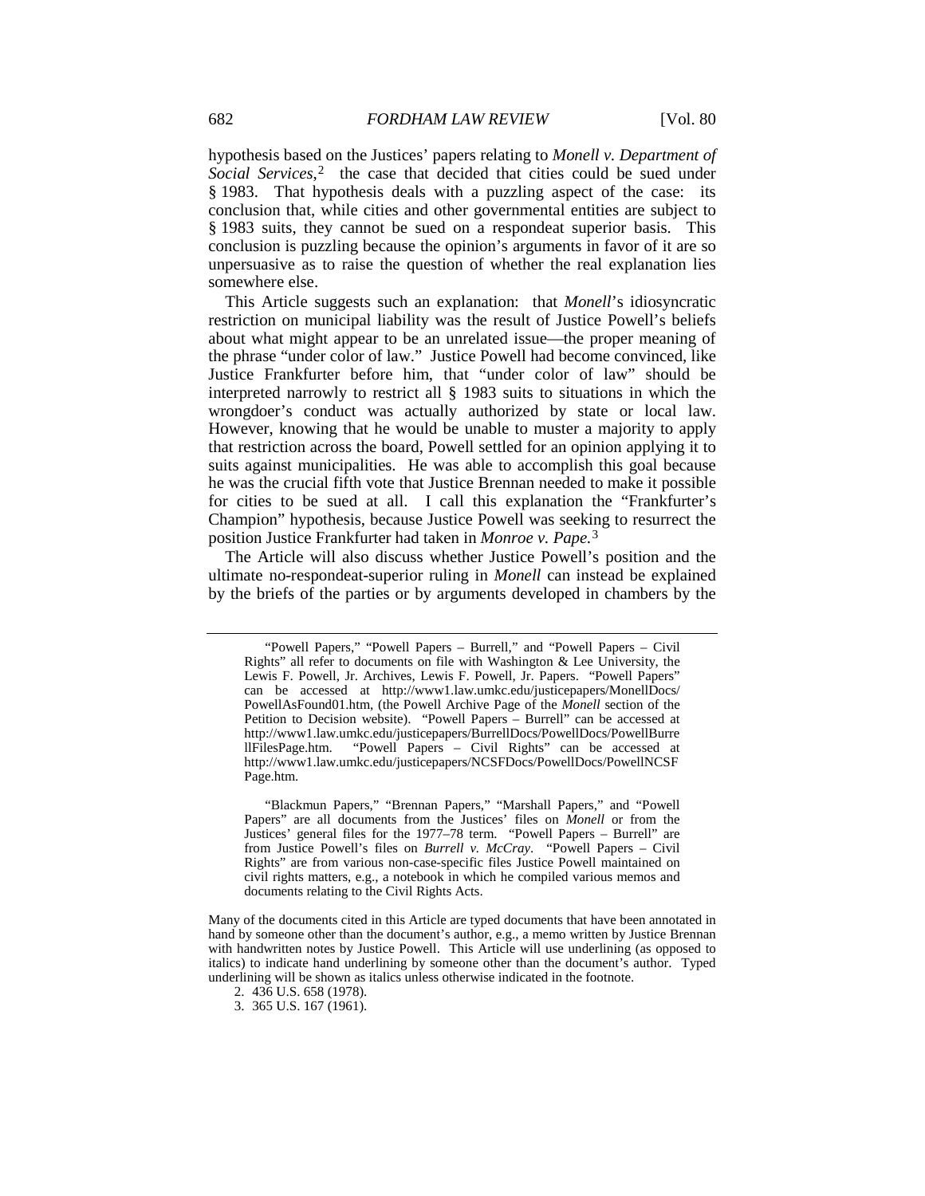hypothesis based on the Justices' papers relating to *Monell v. Department of Social Services*,[2] the case that decided that cities could be sued under § 1983. That hypothesis deals with a puzzling aspect of the case: its conclusion that, while cities and other governmental entities are subject to § 1983 suits, they cannot be sued on a respondeat superior basis. This conclusion is puzzling because the opinion's arguments in favor of it are so unpersuasive as to raise the question of whether the real explanation lies somewhere else.

This Article suggests such an explanation: that *Monell*'s idiosyncratic restriction on municipal liability was the result of Justice Powell's beliefs about what might appear to be an unrelated issue—the proper meaning of the phrase "under color of law." Justice Powell had become convinced, like Justice Frankfurter before him, that "under color of law" should be interpreted narrowly to restrict all § 1983 suits to situations in which the wrongdoer's conduct was actually authorized by state or local law. However, knowing that he would be unable to muster a majority to apply that restriction across the board, Powell settled for an opinion applying it to suits against municipalities. He was able to accomplish this goal because he was the crucial fifth vote that Justice Brennan needed to make it possible for cities to be sued at all. I call this explanation the "Frankfurter's Champion" hypothesis, because Justice Powell was seeking to resurrect the position Justice Frankfurter had taken in *Monroe v. Pape.*[3]

The Article will also discuss whether Justice Powell's position and the ultimate no-respondeat-superior ruling in *Monell* can instead be explained by the briefs of the parties or by arguments developed in chambers by the

---

> "Powell Papers," "Powell Papers – Burrell," and "Powell Papers – Civil Rights" all refer to documents on file with Washington & Lee University, the Lewis F. Powell, Jr. Archives, Lewis F. Powell, Jr. Papers. "Powell Papers" can be accessed at http://www1.law.umkc.edu/justicepapers/MonellDocs/PowellAsFound01.htm, (the Powell Archive Page of the *Monell* section of the Petition to Decision website). "Powell Papers – Burrell" can be accessed at http://www1.law.umkc.edu/justicepapers/BurrellDocs/PowellDocs/PowellBurrellFilesPage.htm. "Powell Papers – Civil Rights" can be accessed at http://www1.law.umkc.edu/justicepapers/NCSFDocs/PowellDocs/PowellNCSFPage.htm.
>
> "Blackmun Papers," "Brennan Papers," "Marshall Papers," and "Powell Papers" are all documents from the Justices' files on *Monell* or from the Justices' general files for the 1977–78 term. "Powell Papers – Burrell" are from Justice Powell's files on *Burrell v. McCray*. "Powell Papers – Civil Rights" are from various non-case-specific files Justice Powell maintained on civil rights matters, e.g., a notebook in which he compiled various memos and documents relating to the Civil Rights Acts.

Many of the documents cited in this Article are typed documents that have been annotated in hand by someone other than the document's author, e.g., a memo written by Justice Brennan with handwritten notes by Justice Powell. This Article will use underlining (as opposed to italics) to indicate hand underlining by someone other than the document's author. Typed underlining will be shown as italics unless otherwise indicated in the footnote.

2. 436 U.S. 658 (1978).

3. 365 U.S. 167 (1961).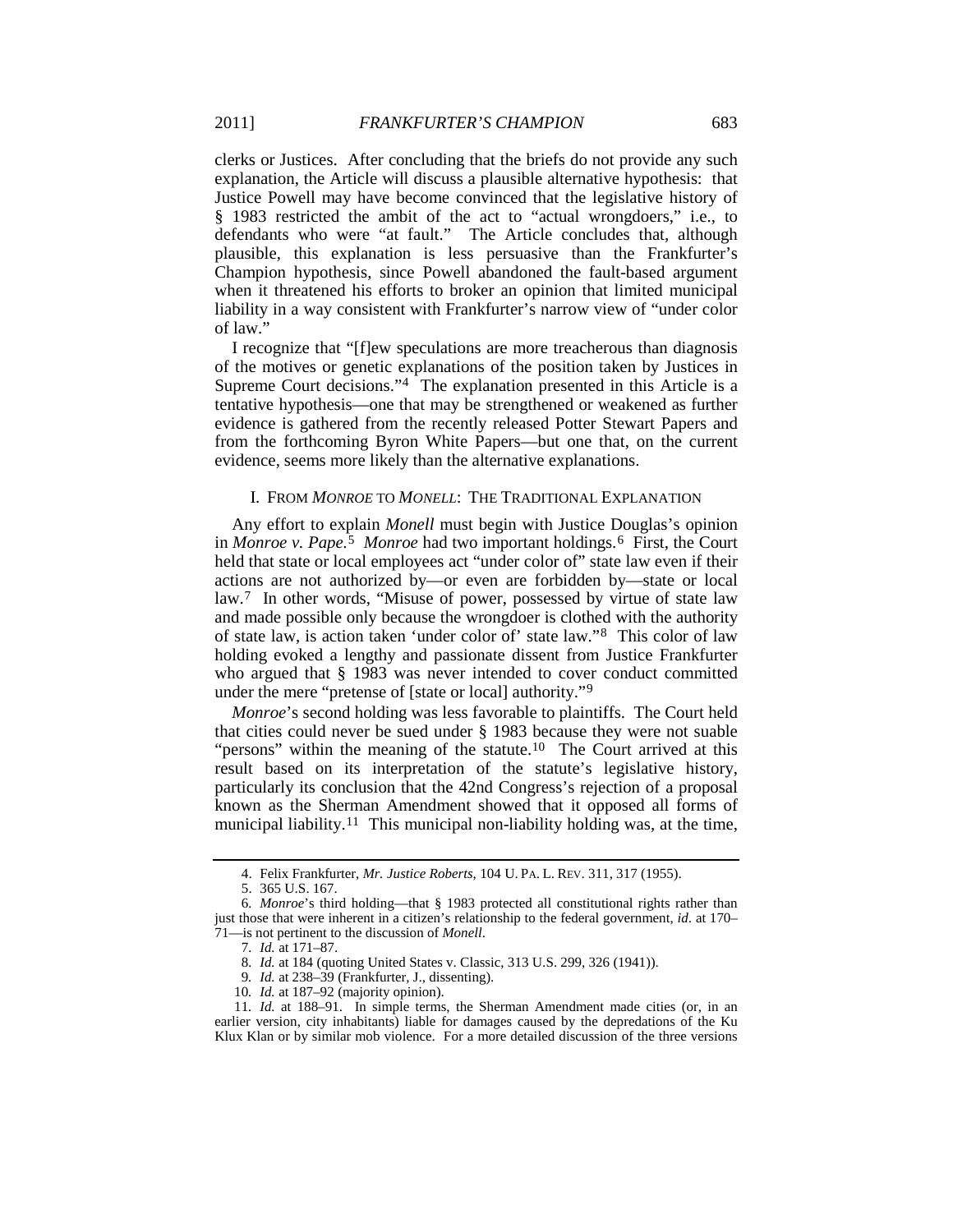clerks or Justices. After concluding that the briefs do not provide any such explanation, the Article will discuss a plausible alternative hypothesis: that Justice Powell may have become convinced that the legislative history of § 1983 restricted the ambit of the act to "actual wrongdoers," i.e., to defendants who were "at fault." The Article concludes that, although plausible, this explanation is less persuasive than the Frankfurter's Champion hypothesis, since Powell abandoned the fault-based argument when it threatened his efforts to broker an opinion that limited municipal liability in a way consistent with Frankfurter's narrow view of "under color of law."

I recognize that "[f]ew speculations are more treacherous than diagnosis of the motives or genetic explanations of the position taken by Justices in Supreme Court decisions."[4] The explanation presented in this Article is a tentative hypothesis—one that may be strengthened or weakened as further evidence is gathered from the recently released Potter Stewart Papers and from the forthcoming Byron White Papers—but one that, on the current evidence, seems more likely than the alternative explanations.

## I. FROM *MONROE* TO *MONELL*: THE TRADITIONAL EXPLANATION

Any effort to explain *Monell* must begin with Justice Douglas's opinion in *Monroe v. Pape.*[5] *Monroe* had two important holdings.[6] First, the Court held that state or local employees act "under color of" state law even if their actions are not authorized by—or even are forbidden by—state or local law.[7] In other words, "Misuse of power, possessed by virtue of state law and made possible only because the wrongdoer is clothed with the authority of state law, is action taken 'under color of' state law."[8] This color of law holding evoked a lengthy and passionate dissent from Justice Frankfurter who argued that § 1983 was never intended to cover conduct committed under the mere "pretense of [state or local] authority."[9]

*Monroe*'s second holding was less favorable to plaintiffs. The Court held that cities could never be sued under § 1983 because they were not suable "persons" within the meaning of the statute.[10] The Court arrived at this result based on its interpretation of the statute's legislative history, particularly its conclusion that the 42nd Congress's rejection of a proposal known as the Sherman Amendment showed that it opposed all forms of municipal liability.[11] This municipal non-liability holding was, at the time,

4. Felix Frankfurter, *Mr. Justice Roberts*, 104 U. PA. L. REV. 311, 317 (1955).

5. 365 U.S. 167.

6. *Monroe*'s third holding—that § 1983 protected all constitutional rights rather than just those that were inherent in a citizen's relationship to the federal government, *id*. at 170–71—is not pertinent to the discussion of *Monell*.

7. *Id.* at 171–87.

8. *Id.* at 184 (quoting United States v. Classic, 313 U.S. 299, 326 (1941)).

9. *Id.* at 238–39 (Frankfurter, J., dissenting).

10. *Id.* at 187–92 (majority opinion).

11. *Id.* at 188–91. In simple terms, the Sherman Amendment made cities (or, in an earlier version, city inhabitants) liable for damages caused by the depredations of the Ku Klux Klan or by similar mob violence. For a more detailed discussion of the three versions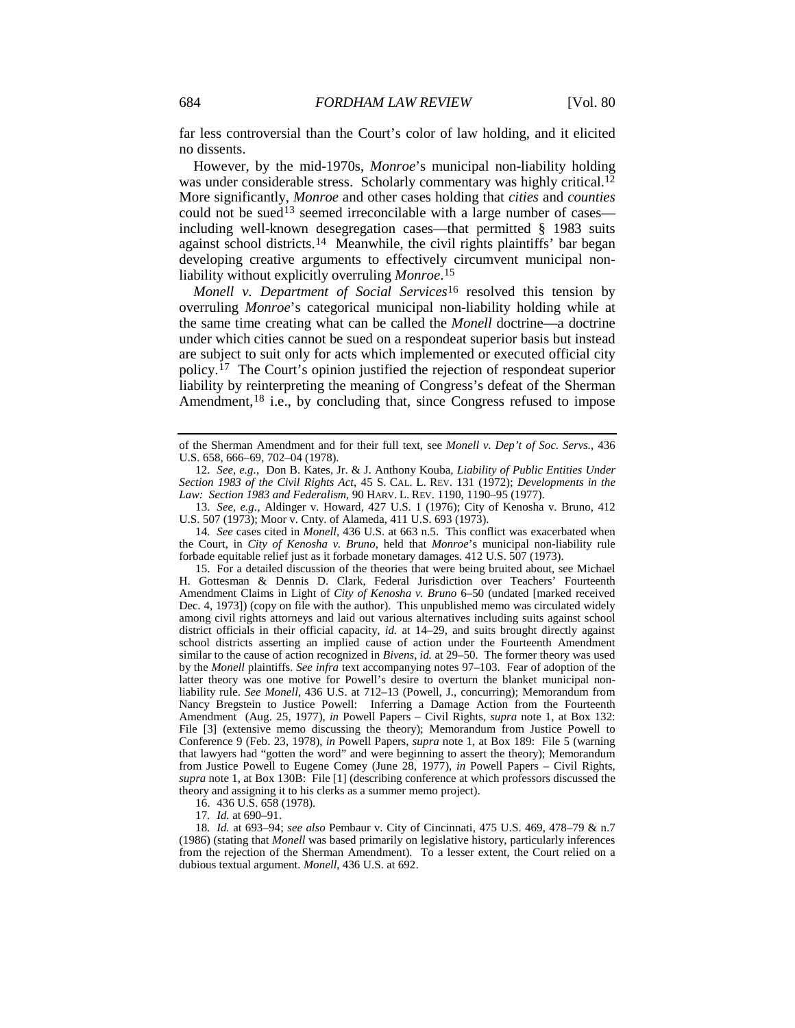far less controversial than the Court's color of law holding, and it elicited no dissents.

However, by the mid-1970s, *Monroe*'s municipal non-liability holding was under considerable stress. Scholarly commentary was highly critical.[12] More significantly, *Monroe* and other cases holding that *cities* and *counties* could not be sued[13] seemed irreconcilable with a large number of cases—including well-known desegregation cases—that permitted § 1983 suits against school districts.[14] Meanwhile, the civil rights plaintiffs' bar began developing creative arguments to effectively circumvent municipal non-liability without explicitly overruling *Monroe*.[15]

*Monell v. Department of Social Services*[16] resolved this tension by overruling *Monroe*'s categorical municipal non-liability holding while at the same time creating what can be called the *Monell* doctrine—a doctrine under which cities cannot be sued on a respondeat superior basis but instead are subject to suit only for acts which implemented or executed official city policy.[17] The Court's opinion justified the rejection of respondeat superior liability by reinterpreting the meaning of Congress's defeat of the Sherman Amendment,[18] i.e., by concluding that, since Congress refused to impose

---

of the Sherman Amendment and for their full text, see *Monell v. Dep't of Soc. Servs.*, 436 U.S. 658, 666–69, 702–04 (1978).

12. *See, e.g.*, Don B. Kates, Jr. & J. Anthony Kouba, *Liability of Public Entities Under Section 1983 of the Civil Rights Act*, 45 S. CAL. L. REV. 131 (1972); *Developments in the Law: Section 1983 and Federalism*, 90 HARV. L. REV. 1190, 1190–95 (1977).

13. *See, e.g.*, Aldinger v. Howard, 427 U.S. 1 (1976); City of Kenosha v. Bruno, 412 U.S. 507 (1973); Moor v. Cnty. of Alameda, 411 U.S. 693 (1973).

14. *See* cases cited in *Monell*, 436 U.S. at 663 n.5. This conflict was exacerbated when the Court, in *City of Kenosha v. Bruno*, held that *Monroe*'s municipal non-liability rule forbade equitable relief just as it forbade monetary damages. 412 U.S. 507 (1973).

15. For a detailed discussion of the theories that were being bruited about, see Michael H. Gottesman & Dennis D. Clark, Federal Jurisdiction over Teachers' Fourteenth Amendment Claims in Light of *City of Kenosha v. Bruno* 6–50 (undated [marked received Dec. 4, 1973]) (copy on file with the author). This unpublished memo was circulated widely among civil rights attorneys and laid out various alternatives including suits against school district officials in their official capacity, *id.* at 14–29, and suits brought directly against school districts asserting an implied cause of action under the Fourteenth Amendment similar to the cause of action recognized in *Bivens*, *id.* at 29–50. The former theory was used by the *Monell* plaintiffs. *See infra* text accompanying notes 97–103. Fear of adoption of the latter theory was one motive for Powell's desire to overturn the blanket municipal non-liability rule. *See Monell*, 436 U.S. at 712–13 (Powell, J., concurring); Memorandum from Nancy Bregstein to Justice Powell: Inferring a Damage Action from the Fourteenth Amendment (Aug. 25, 1977), *in* Powell Papers – Civil Rights, *supra* note 1, at Box 132: File [3] (extensive memo discussing the theory); Memorandum from Justice Powell to Conference 9 (Feb. 23, 1978), *in* Powell Papers, *supra* note 1, at Box 189: File 5 (warning that lawyers had "gotten the word" and were beginning to assert the theory); Memorandum from Justice Powell to Eugene Comey (June 28, 1977), *in* Powell Papers – Civil Rights, *supra* note 1, at Box 130B: File [1] (describing conference at which professors discussed the theory and assigning it to his clerks as a summer memo project).

16. 436 U.S. 658 (1978).

17. *Id.* at 690–91.

18. *Id.* at 693–94; *see also* Pembaur v. City of Cincinnati, 475 U.S. 469, 478–79 & n.7 (1986) (stating that *Monell* was based primarily on legislative history, particularly inferences from the rejection of the Sherman Amendment). To a lesser extent, the Court relied on a dubious textual argument. *Monell*, 436 U.S. at 692.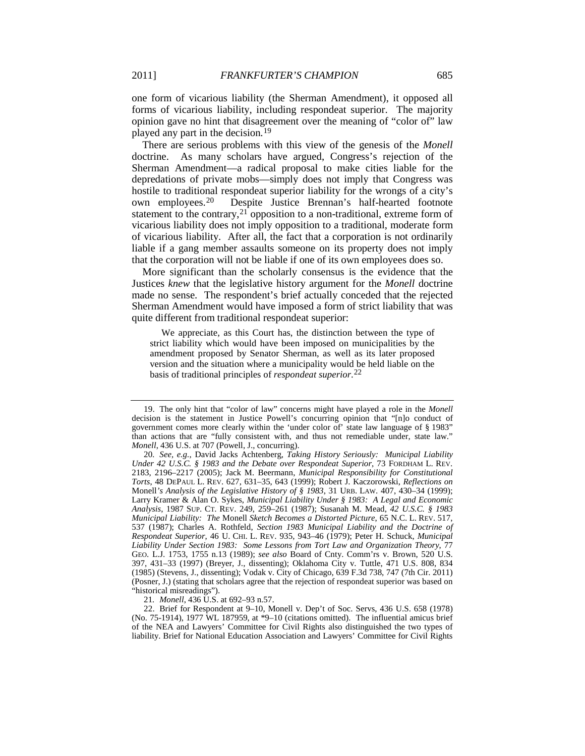one form of vicarious liability (the Sherman Amendment), it opposed all forms of vicarious liability, including respondeat superior. The majority opinion gave no hint that disagreement over the meaning of "color of" law played any part in the decision.[19]

There are serious problems with this view of the genesis of the *Monell* doctrine. As many scholars have argued, Congress's rejection of the Sherman Amendment—a radical proposal to make cities liable for the depredations of private mobs—simply does not imply that Congress was hostile to traditional respondeat superior liability for the wrongs of a city's own employees.[20] Despite Justice Brennan's half-hearted footnote statement to the contrary,[21] opposition to a non-traditional, extreme form of vicarious liability does not imply opposition to a traditional, moderate form of vicarious liability. After all, the fact that a corporation is not ordinarily liable if a gang member assaults someone on its property does not imply that the corporation will not be liable if one of its own employees does so.

More significant than the scholarly consensus is the evidence that the Justices *knew* that the legislative history argument for the *Monell* doctrine made no sense. The respondent's brief actually conceded that the rejected Sherman Amendment would have imposed a form of strict liability that was quite different from traditional respondeat superior:

> We appreciate, as this Court has, the distinction between the type of strict liability which would have been imposed on municipalities by the amendment proposed by Senator Sherman, as well as its later proposed version and the situation where a municipality would be held liable on the basis of traditional principles of *respondeat superior*.[22]

---

19. The only hint that "color of law" concerns might have played a role in the *Monell* decision is the statement in Justice Powell's concurring opinion that "[n]o conduct of government comes more clearly within the 'under color of' state law language of § 1983" than actions that are "fully consistent with, and thus not remediable under, state law." *Monell*, 436 U.S. at 707 (Powell, J., concurring).

20. *See, e.g.*, David Jacks Achtenberg, *Taking History Seriously: Municipal Liability Under 42 U.S.C. § 1983 and the Debate over Respondeat Superior*, 73 FORDHAM L. REV. 2183, 2196–2217 (2005); Jack M. Beermann, *Municipal Responsibility for Constitutional Torts*, 48 DEPAUL L. REV. 627, 631–35, 643 (1999); Robert J. Kaczorowski, *Reflections on* Monell*'s Analysis of the Legislative History of § 1983*, 31 URB. LAW. 407, 430–34 (1999); Larry Kramer & Alan O. Sykes, *Municipal Liability Under § 1983: A Legal and Economic Analysis*, 1987 SUP. CT. REV. 249, 259–261 (1987); Susanah M. Mead, *42 U.S.C. § 1983 Municipal Liability: The* Monell *Sketch Becomes a Distorted Picture*, 65 N.C. L. REV. 517, 537 (1987); Charles A. Rothfeld, *Section 1983 Municipal Liability and the Doctrine of Respondeat Superior*, 46 U. CHI. L. REV. 935, 943–46 (1979); Peter H. Schuck, *Municipal Liability Under Section 1983: Some Lessons from Tort Law and Organization Theory*, 77 GEO. L.J. 1753, 1755 n.13 (1989); *see also* Board of Cnty. Comm'rs v. Brown, 520 U.S. 397, 431–33 (1997) (Breyer, J., dissenting); Oklahoma City v. Tuttle, 471 U.S. 808, 834 (1985) (Stevens, J., dissenting); Vodak v. City of Chicago, 639 F.3d 738, 747 (7th Cir. 2011) (Posner, J.) (stating that scholars agree that the rejection of respondeat superior was based on "historical misreadings").

21. *Monell*, 436 U.S. at 692–93 n.57.

22. Brief for Respondent at 9–10, Monell v. Dep't of Soc. Servs, 436 U.S. 658 (1978) (No. 75-1914), 1977 WL 187959, at *9–10 (citations omitted). The influential amicus brief of the NEA and Lawyers' Committee for Civil Rights also distinguished the two types of liability. Brief for National Education Association and Lawyers' Committee for Civil Rights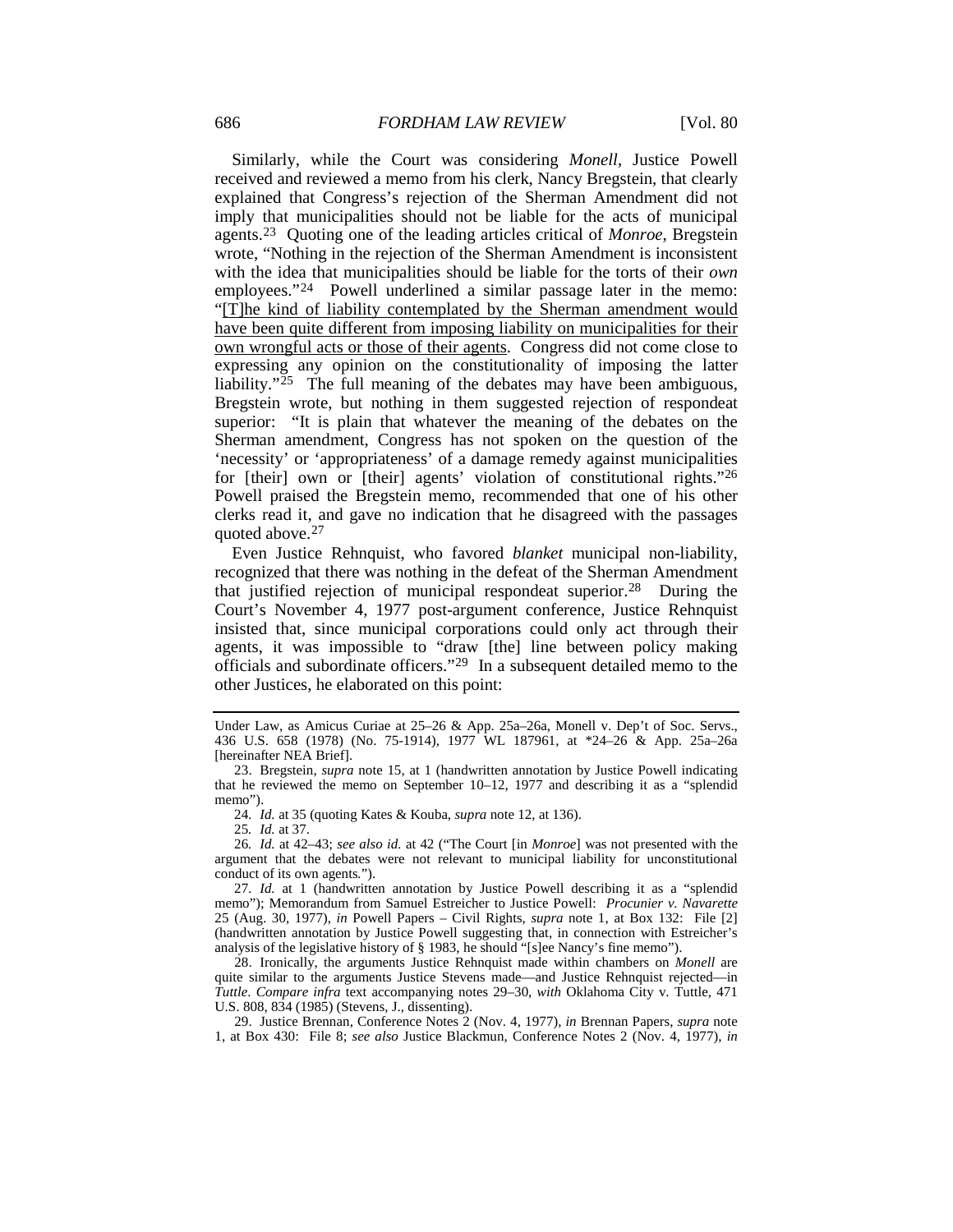Similarly, while the Court was considering *Monell*, Justice Powell received and reviewed a memo from his clerk, Nancy Bregstein, that clearly explained that Congress's rejection of the Sherman Amendment did not imply that municipalities should not be liable for the acts of municipal agents.[23] Quoting one of the leading articles critical of *Monroe*, Bregstein wrote, "Nothing in the rejection of the Sherman Amendment is inconsistent with the idea that municipalities should be liable for the torts of their *own* employees."[24] Powell underlined a similar passage later in the memo: "<u>[T]he kind of liability contemplated by the Sherman amendment would have been quite different from imposing liability on municipalities for their own wrongful acts or those of their agents</u>. Congress did not come close to expressing any opinion on the constitutionality of imposing the latter liability."[25] The full meaning of the debates may have been ambiguous, Bregstein wrote, but nothing in them suggested rejection of respondeat superior: "It is plain that whatever the meaning of the debates on the Sherman amendment, Congress has not spoken on the question of the 'necessity' or 'appropriateness' of a damage remedy against municipalities for [their] own or [their] agents' violation of constitutional rights."[26] Powell praised the Bregstein memo, recommended that one of his other clerks read it, and gave no indication that he disagreed with the passages quoted above.[27]

Even Justice Rehnquist, who favored *blanket* municipal non-liability, recognized that there was nothing in the defeat of the Sherman Amendment that justified rejection of municipal respondeat superior.[28] During the Court's November 4, 1977 post-argument conference, Justice Rehnquist insisted that, since municipal corporations could only act through their agents, it was impossible to "draw [the] line between policy making officials and subordinate officers."[29] In a subsequent detailed memo to the other Justices, he elaborated on this point:

---

Under Law, as Amicus Curiae at 25–26 & App. 25a–26a, Monell v. Dep't of Soc. Servs., 436 U.S. 658 (1978) (No. 75-1914), 1977 WL 187961, at *24–26 & App. 25a–26a [hereinafter NEA Brief].

23. Bregstein, *supra* note 15, at 1 (handwritten annotation by Justice Powell indicating that he reviewed the memo on September 10–12, 1977 and describing it as a "splendid memo").

24. *Id.* at 35 (quoting Kates & Kouba, *supra* note 12, at 136).

25. *Id.* at 37.

26. *Id.* at 42–43; *see also id.* at 42 ("The Court [in *Monroe*] was not presented with the argument that the debates were not relevant to municipal liability for unconstitutional conduct of its own agents.").

27. *Id.* at 1 (handwritten annotation by Justice Powell describing it as a "splendid memo"); Memorandum from Samuel Estreicher to Justice Powell: *Procunier v. Navarette* 25 (Aug. 30, 1977), *in* Powell Papers – Civil Rights, *supra* note 1, at Box 132: File [2] (handwritten annotation by Justice Powell suggesting that, in connection with Estreicher's analysis of the legislative history of § 1983, he should "[s]ee Nancy's fine memo").

28. Ironically, the arguments Justice Rehnquist made within chambers on *Monell* are quite similar to the arguments Justice Stevens made—and Justice Rehnquist rejected—in *Tuttle*. *Compare infra* text accompanying notes 29–30, *with* Oklahoma City v. Tuttle, 471 U.S. 808, 834 (1985) (Stevens, J., dissenting).

29. Justice Brennan, Conference Notes 2 (Nov. 4, 1977), *in* Brennan Papers, *supra* note 1, at Box 430: File 8; *see also* Justice Blackmun, Conference Notes 2 (Nov. 4, 1977), *in*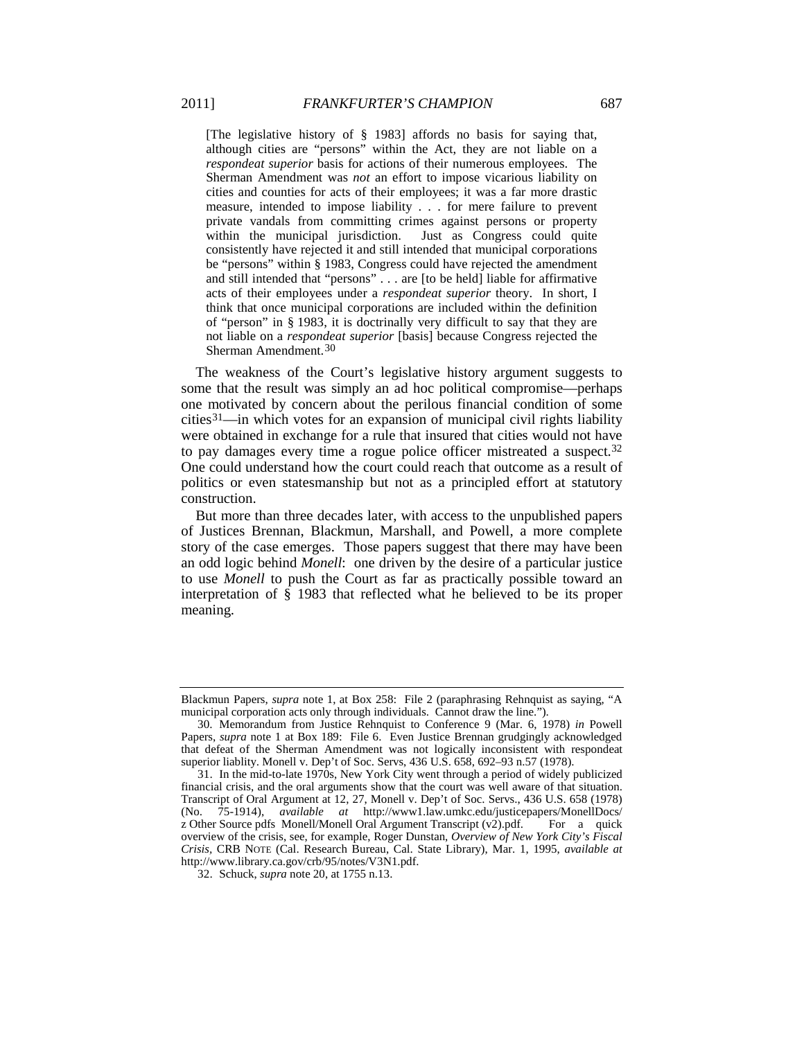> [The legislative history of § 1983] affords no basis for saying that, although cities are "persons" within the Act, they are not liable on a *respondeat superior* basis for actions of their numerous employees. The Sherman Amendment was *not* an effort to impose vicarious liability on cities and counties for acts of their employees; it was a far more drastic measure, intended to impose liability . . . for mere failure to prevent private vandals from committing crimes against persons or property within the municipal jurisdiction. Just as Congress could quite consistently have rejected it and still intended that municipal corporations be "persons" within § 1983, Congress could have rejected the amendment and still intended that "persons" . . . are [to be held] liable for affirmative acts of their employees under a *respondeat superior* theory. In short, I think that once municipal corporations are included within the definition of "person" in § 1983, it is doctrinally very difficult to say that they are not liable on a *respondeat superior* [basis] because Congress rejected the Sherman Amendment.[30]

The weakness of the Court's legislative history argument suggests to some that the result was simply an ad hoc political compromise—perhaps one motivated by concern about the perilous financial condition of some cities[31]—in which votes for an expansion of municipal civil rights liability were obtained in exchange for a rule that insured that cities would not have to pay damages every time a rogue police officer mistreated a suspect.[32] One could understand how the court could reach that outcome as a result of politics or even statesmanship but not as a principled effort at statutory construction.

But more than three decades later, with access to the unpublished papers of Justices Brennan, Blackmun, Marshall, and Powell, a more complete story of the case emerges. Those papers suggest that there may have been an odd logic behind *Monell*: one driven by the desire of a particular justice to use *Monell* to push the Court as far as practically possible toward an interpretation of § 1983 that reflected what he believed to be its proper meaning.

---

Blackmun Papers, *supra* note 1, at Box 258: File 2 (paraphrasing Rehnquist as saying, "A municipal corporation acts only through individuals. Cannot draw the line.").

30. Memorandum from Justice Rehnquist to Conference 9 (Mar. 6, 1978) *in* Powell Papers, *supra* note 1 at Box 189: File 6. Even Justice Brennan grudgingly acknowledged that defeat of the Sherman Amendment was not logically inconsistent with respondeat superior liablity. Monell v. Dep't of Soc. Servs, 436 U.S. 658, 692–93 n.57 (1978).

31. In the mid-to-late 1970s, New York City went through a period of widely publicized financial crisis, and the oral arguments show that the court was well aware of that situation. Transcript of Oral Argument at 12, 27, Monell v. Dep't of Soc. Servs., 436 U.S. 658 (1978) (No. 75-1914), *available at* http://www1.law.umkc.edu/justicepapers/MonellDocs/z Other Source pdfs Monell/Monell Oral Argument Transcript (v2).pdf. For a quick overview of the crisis, see, for example, Roger Dunstan, *Overview of New York City's Fiscal Crisis*, CRB NOTE (Cal. Research Bureau, Cal. State Library), Mar. 1, 1995, *available at* http://www.library.ca.gov/crb/95/notes/V3N1.pdf.

32. Schuck, *supra* note 20, at 1755 n.13.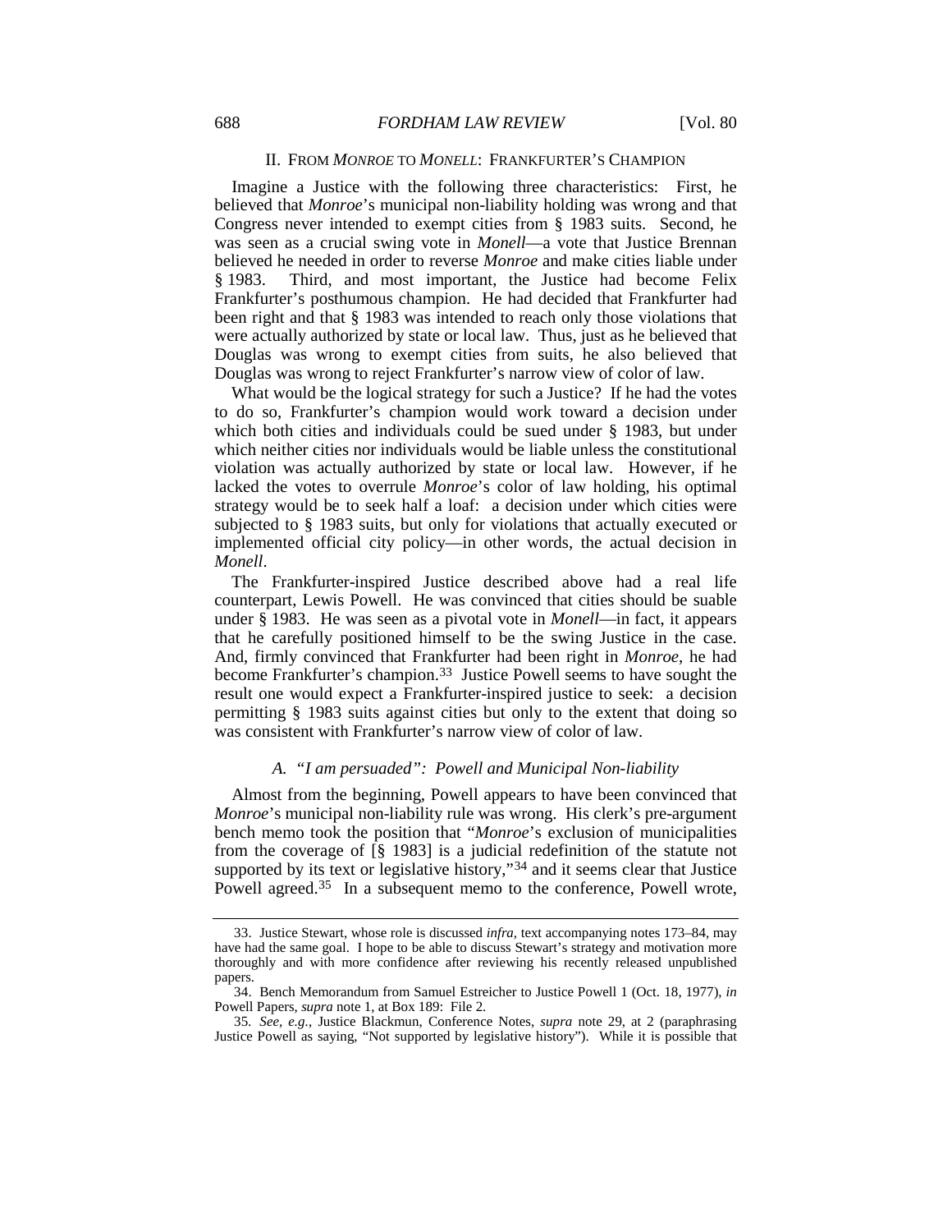## II. FROM *MONROE* TO *MONELL*: FRANKFURTER'S CHAMPION

Imagine a Justice with the following three characteristics: First, he believed that *Monroe*'s municipal non-liability holding was wrong and that Congress never intended to exempt cities from § 1983 suits. Second, he was seen as a crucial swing vote in *Monell*—a vote that Justice Brennan believed he needed in order to reverse *Monroe* and make cities liable under § 1983. Third, and most important, the Justice had become Felix Frankfurter's posthumous champion. He had decided that Frankfurter had been right and that § 1983 was intended to reach only those violations that were actually authorized by state or local law. Thus, just as he believed that Douglas was wrong to exempt cities from suits, he also believed that Douglas was wrong to reject Frankfurter's narrow view of color of law.

What would be the logical strategy for such a Justice? If he had the votes to do so, Frankfurter's champion would work toward a decision under which both cities and individuals could be sued under § 1983, but under which neither cities nor individuals would be liable unless the constitutional violation was actually authorized by state or local law. However, if he lacked the votes to overrule *Monroe*'s color of law holding, his optimal strategy would be to seek half a loaf: a decision under which cities were subjected to § 1983 suits, but only for violations that actually executed or implemented official city policy—in other words, the actual decision in *Monell*.

The Frankfurter-inspired Justice described above had a real life counterpart, Lewis Powell. He was convinced that cities should be suable under § 1983. He was seen as a pivotal vote in *Monell*—in fact, it appears that he carefully positioned himself to be the swing Justice in the case. And, firmly convinced that Frankfurter had been right in *Monroe*, he had become Frankfurter's champion.[33] Justice Powell seems to have sought the result one would expect a Frankfurter-inspired justice to seek: a decision permitting § 1983 suits against cities but only to the extent that doing so was consistent with Frankfurter's narrow view of color of law.

### *A. "I am persuaded": Powell and Municipal Non-liability*

Almost from the beginning, Powell appears to have been convinced that *Monroe*'s municipal non-liability rule was wrong. His clerk's pre-argument bench memo took the position that "*Monroe*'s exclusion of municipalities from the coverage of [§ 1983] is a judicial redefinition of the statute not supported by its text or legislative history,"[34] and it seems clear that Justice Powell agreed.[35] In a subsequent memo to the conference, Powell wrote,

---

33. Justice Stewart, whose role is discussed *infra*, text accompanying notes 173–84, may have had the same goal. I hope to be able to discuss Stewart's strategy and motivation more thoroughly and with more confidence after reviewing his recently released unpublished papers.

34. Bench Memorandum from Samuel Estreicher to Justice Powell 1 (Oct. 18, 1977), *in* Powell Papers, *supra* note 1, at Box 189: File 2.

35. *See, e.g.*, Justice Blackmun, Conference Notes, *supra* note 29, at 2 (paraphrasing Justice Powell as saying, "Not supported by legislative history"). While it is possible that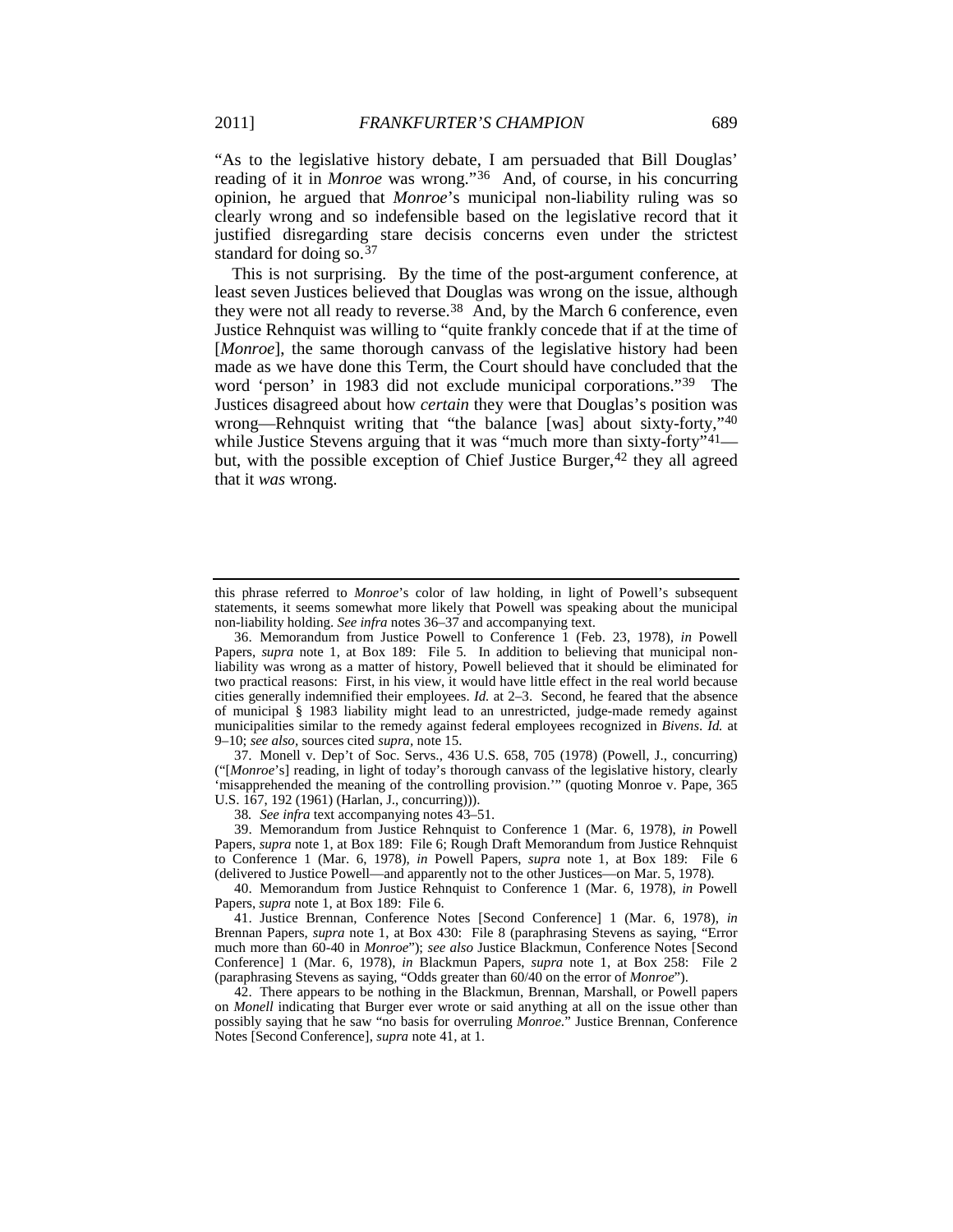"As to the legislative history debate, I am persuaded that Bill Douglas' reading of it in *Monroe* was wrong."[36] And, of course, in his concurring opinion, he argued that *Monroe*'s municipal non-liability ruling was so clearly wrong and so indefensible based on the legislative record that it justified disregarding stare decisis concerns even under the strictest standard for doing so.[37]

This is not surprising. By the time of the post-argument conference, at least seven Justices believed that Douglas was wrong on the issue, although they were not all ready to reverse.[38] And, by the March 6 conference, even Justice Rehnquist was willing to "quite frankly concede that if at the time of [*Monroe*], the same thorough canvass of the legislative history had been made as we have done this Term, the Court should have concluded that the word 'person' in 1983 did not exclude municipal corporations."[39] The Justices disagreed about how *certain* they were that Douglas's position was wrong—Rehnquist writing that "the balance [was] about sixty-forty,"[40] while Justice Stevens arguing that it was "much more than sixty-forty"[41]—but, with the possible exception of Chief Justice Burger,[42] they all agreed that it *was* wrong.

---

this phrase referred to *Monroe*'s color of law holding, in light of Powell's subsequent statements, it seems somewhat more likely that Powell was speaking about the municipal non-liability holding. *See infra* notes 36–37 and accompanying text.

36. Memorandum from Justice Powell to Conference 1 (Feb. 23, 1978), *in* Powell Papers, *supra* note 1, at Box 189: File 5. In addition to believing that municipal non-liability was wrong as a matter of history, Powell believed that it should be eliminated for two practical reasons: First, in his view, it would have little effect in the real world because cities generally indemnified their employees. *Id.* at 2–3. Second, he feared that the absence of municipal § 1983 liability might lead to an unrestricted, judge-made remedy against municipalities similar to the remedy against federal employees recognized in *Bivens*. *Id.* at 9–10; *see also*, sources cited *supra*, note 15.

37. Monell v. Dep't of Soc. Servs., 436 U.S. 658, 705 (1978) (Powell, J., concurring) ("[*Monroe*'s] reading, in light of today's thorough canvass of the legislative history, clearly 'misapprehended the meaning of the controlling provision.'" (quoting Monroe v. Pape, 365 U.S. 167, 192 (1961) (Harlan, J., concurring))).

38. *See infra* text accompanying notes 43–51.

39. Memorandum from Justice Rehnquist to Conference 1 (Mar. 6, 1978), *in* Powell Papers, *supra* note 1, at Box 189: File 6; Rough Draft Memorandum from Justice Rehnquist to Conference 1 (Mar. 6, 1978), *in* Powell Papers, *supra* note 1, at Box 189: File 6 (delivered to Justice Powell—and apparently not to the other Justices—on Mar. 5, 1978).

40. Memorandum from Justice Rehnquist to Conference 1 (Mar. 6, 1978), *in* Powell Papers, *supra* note 1, at Box 189: File 6.

41. Justice Brennan, Conference Notes [Second Conference] 1 (Mar. 6, 1978), *in* Brennan Papers, *supra* note 1, at Box 430: File 8 (paraphrasing Stevens as saying, "Error much more than 60-40 in *Monroe*"); *see also* Justice Blackmun, Conference Notes [Second Conference] 1 (Mar. 6, 1978), *in* Blackmun Papers, *supra* note 1, at Box 258: File 2 (paraphrasing Stevens as saying, "Odds greater than 60/40 on the error of *Monroe*").

42. There appears to be nothing in the Blackmun, Brennan, Marshall, or Powell papers on *Monell* indicating that Burger ever wrote or said anything at all on the issue other than possibly saying that he saw "no basis for overruling *Monroe*." Justice Brennan, Conference Notes [Second Conference], *supra* note 41, at 1.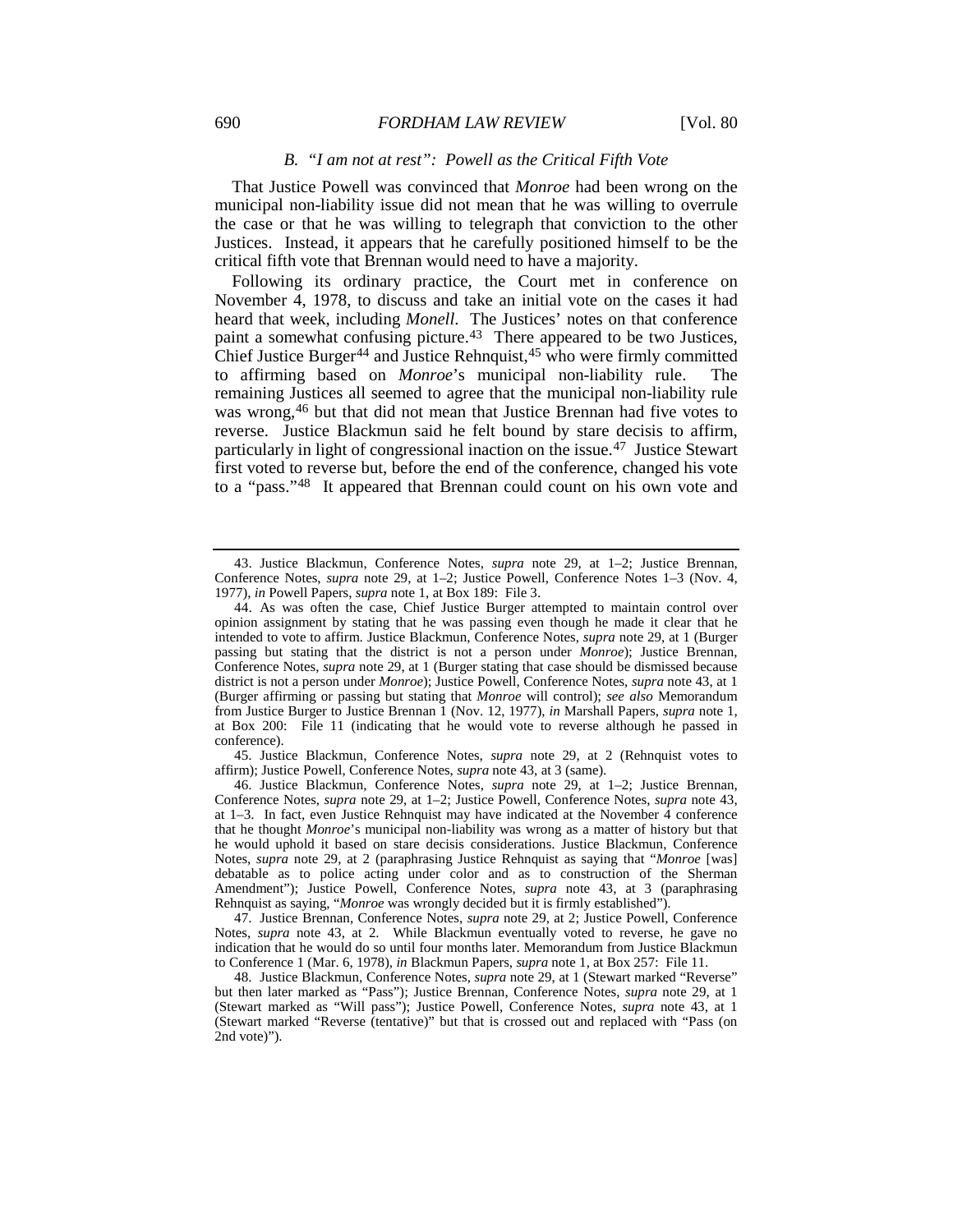### B. *"I am not at rest": Powell as the Critical Fifth Vote*

That Justice Powell was convinced that *Monroe* had been wrong on the municipal non-liability issue did not mean that he was willing to overrule the case or that he was willing to telegraph that conviction to the other Justices. Instead, it appears that he carefully positioned himself to be the critical fifth vote that Brennan would need to have a majority.

Following its ordinary practice, the Court met in conference on November 4, 1978, to discuss and take an initial vote on the cases it had heard that week, including *Monell*. The Justices' notes on that conference paint a somewhat confusing picture.[43] There appeared to be two Justices, Chief Justice Burger[44] and Justice Rehnquist,[45] who were firmly committed to affirming based on *Monroe*'s municipal non-liability rule. The remaining Justices all seemed to agree that the municipal non-liability rule was wrong,[46] but that did not mean that Justice Brennan had five votes to reverse. Justice Blackmun said he felt bound by stare decisis to affirm, particularly in light of congressional inaction on the issue.[47] Justice Stewart first voted to reverse but, before the end of the conference, changed his vote to a "pass."[48] It appeared that Brennan could count on his own vote and

---

43. Justice Blackmun, Conference Notes, *supra* note 29, at 1–2; Justice Brennan, Conference Notes, *supra* note 29, at 1–2; Justice Powell, Conference Notes 1–3 (Nov. 4, 1977), *in* Powell Papers, *supra* note 1, at Box 189: File 3.

44. As was often the case, Chief Justice Burger attempted to maintain control over opinion assignment by stating that he was passing even though he made it clear that he intended to vote to affirm. Justice Blackmun, Conference Notes, *supra* note 29, at 1 (Burger passing but stating that the district is not a person under *Monroe*); Justice Brennan, Conference Notes, *supra* note 29, at 1 (Burger stating that case should be dismissed because district is not a person under *Monroe*); Justice Powell, Conference Notes, *supra* note 43, at 1 (Burger affirming or passing but stating that *Monroe* will control); *see also* Memorandum from Justice Burger to Justice Brennan 1 (Nov. 12, 1977), *in* Marshall Papers, *supra* note 1, at Box 200: File 11 (indicating that he would vote to reverse although he passed in conference).

45. Justice Blackmun, Conference Notes, *supra* note 29, at 2 (Rehnquist votes to affirm); Justice Powell, Conference Notes, *supra* note 43, at 3 (same).

46. Justice Blackmun, Conference Notes, *supra* note 29, at 1–2; Justice Brennan, Conference Notes, *supra* note 29, at 1–2; Justice Powell, Conference Notes, *supra* note 43, at 1–3. In fact, even Justice Rehnquist may have indicated at the November 4 conference that he thought *Monroe*'s municipal non-liability was wrong as a matter of history but that he would uphold it based on stare decisis considerations. Justice Blackmun, Conference Notes, *supra* note 29, at 2 (paraphrasing Justice Rehnquist as saying that "*Monroe* [was] debatable as to police acting under color and as to construction of the Sherman Amendment"); Justice Powell, Conference Notes, *supra* note 43, at 3 (paraphrasing Rehnquist as saying, "*Monroe* was wrongly decided but it is firmly established").

47. Justice Brennan, Conference Notes, *supra* note 29, at 2; Justice Powell, Conference Notes, *supra* note 43, at 2. While Blackmun eventually voted to reverse, he gave no indication that he would do so until four months later. Memorandum from Justice Blackmun to Conference 1 (Mar. 6, 1978), *in* Blackmun Papers, *supra* note 1, at Box 257: File 11.

48. Justice Blackmun, Conference Notes, *supra* note 29, at 1 (Stewart marked "Reverse" but then later marked as "Pass"); Justice Brennan, Conference Notes, *supra* note 29, at 1 (Stewart marked as "Will pass"); Justice Powell, Conference Notes, *supra* note 43, at 1 (Stewart marked "Reverse (tentative)" but that is crossed out and replaced with "Pass (on 2nd vote)").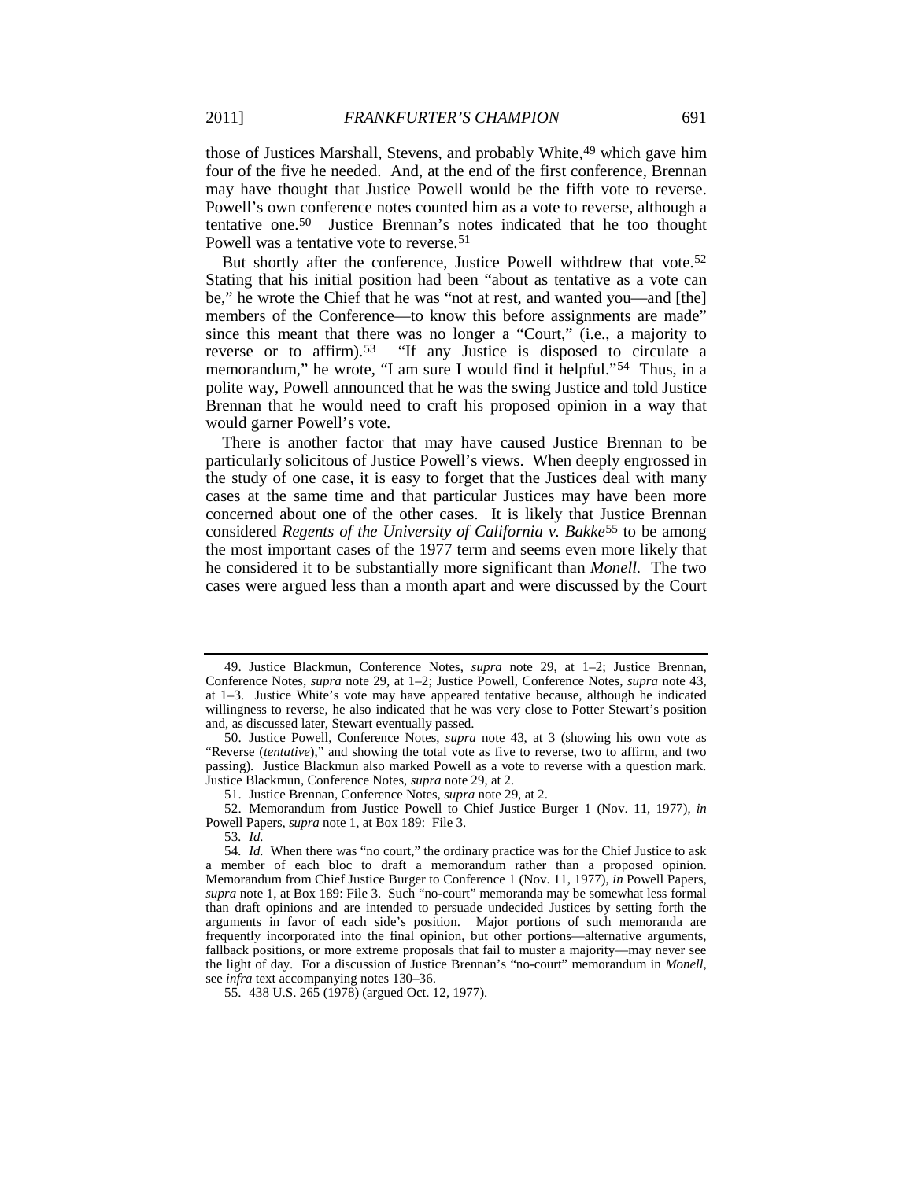those of Justices Marshall, Stevens, and probably White,[49] which gave him four of the five he needed. And, at the end of the first conference, Brennan may have thought that Justice Powell would be the fifth vote to reverse. Powell's own conference notes counted him as a vote to reverse, although a tentative one.[50] Justice Brennan's notes indicated that he too thought Powell was a tentative vote to reverse.[51]

But shortly after the conference, Justice Powell withdrew that vote.[52] Stating that his initial position had been "about as tentative as a vote can be," he wrote the Chief that he was "not at rest, and wanted you—and [the] members of the Conference—to know this before assignments are made" since this meant that there was no longer a "Court," (i.e., a majority to reverse or to affirm).[53] "If any Justice is disposed to circulate a memorandum," he wrote, "I am sure I would find it helpful."[54] Thus, in a polite way, Powell announced that he was the swing Justice and told Justice Brennan that he would need to craft his proposed opinion in a way that would garner Powell's vote.

There is another factor that may have caused Justice Brennan to be particularly solicitous of Justice Powell's views. When deeply engrossed in the study of one case, it is easy to forget that the Justices deal with many cases at the same time and that particular Justices may have been more concerned about one of the other cases. It is likely that Justice Brennan considered *Regents of the University of California v. Bakke*[55] to be among the most important cases of the 1977 term and seems even more likely that he considered it to be substantially more significant than *Monell*. The two cases were argued less than a month apart and were discussed by the Court

---

49. Justice Blackmun, Conference Notes, *supra* note 29, at 1–2; Justice Brennan, Conference Notes, *supra* note 29, at 1–2; Justice Powell, Conference Notes, *supra* note 43, at 1–3. Justice White's vote may have appeared tentative because, although he indicated willingness to reverse, he also indicated that he was very close to Potter Stewart's position and, as discussed later, Stewart eventually passed.

50. Justice Powell, Conference Notes, *supra* note 43, at 3 (showing his own vote as "Reverse (*tentative*)," and showing the total vote as five to reverse, two to affirm, and two passing). Justice Blackmun also marked Powell as a vote to reverse with a question mark. Justice Blackmun, Conference Notes, *supra* note 29, at 2.

51. Justice Brennan, Conference Notes, *supra* note 29, at 2.

52. Memorandum from Justice Powell to Chief Justice Burger 1 (Nov. 11, 1977), *in* Powell Papers, *supra* note 1, at Box 189: File 3.

53. *Id.*

54. *Id.* When there was "no court," the ordinary practice was for the Chief Justice to ask a member of each bloc to draft a memorandum rather than a proposed opinion. Memorandum from Chief Justice Burger to Conference 1 (Nov. 11, 1977), *in* Powell Papers, *supra* note 1, at Box 189: File 3. Such "no-court" memoranda may be somewhat less formal than draft opinions and are intended to persuade undecided Justices by setting forth the arguments in favor of each side's position. Major portions of such memoranda are frequently incorporated into the final opinion, but other portions—alternative arguments, fallback positions, or more extreme proposals that fail to muster a majority—may never see the light of day. For a discussion of Justice Brennan's "no-court" memorandum in *Monell*, see *infra* text accompanying notes 130–36.

55. 438 U.S. 265 (1978) (argued Oct. 12, 1977).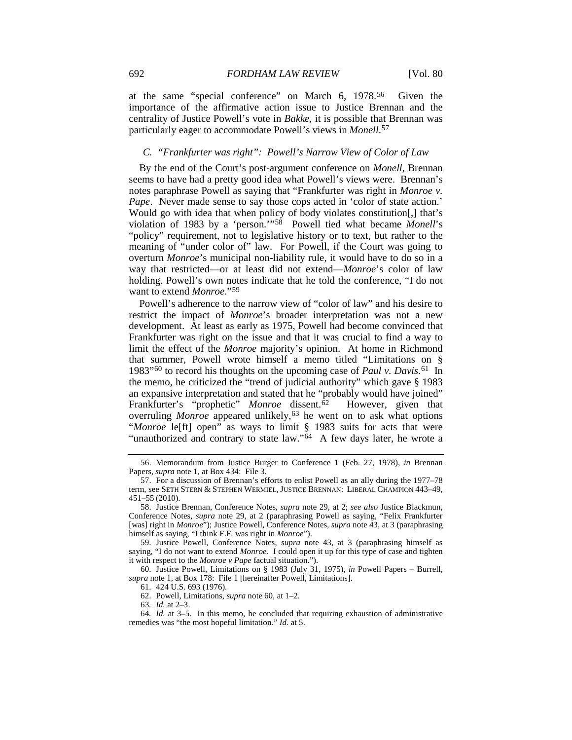at the same "special conference" on March 6, 1978.[56] Given the importance of the affirmative action issue to Justice Brennan and the centrality of Justice Powell's vote in *Bakke*, it is possible that Brennan was particularly eager to accommodate Powell's views in *Monell*.[57]

### *C. "Frankfurter was right": Powell's Narrow View of Color of Law*

By the end of the Court's post-argument conference on *Monell*, Brennan seems to have had a pretty good idea what Powell's views were. Brennan's notes paraphrase Powell as saying that "Frankfurter was right in *Monroe v. Pape*. Never made sense to say those cops acted in 'color of state action.' Would go with idea that when policy of body violates constitution[,] that's violation of 1983 by a 'person.'"[58] Powell tied what became *Monell*'s "policy" requirement, not to legislative history or to text, but rather to the meaning of "under color of" law. For Powell, if the Court was going to overturn *Monroe*'s municipal non-liability rule, it would have to do so in a way that restricted—or at least did not extend—*Monroe*'s color of law holding. Powell's own notes indicate that he told the conference, "I do not want to extend *Monroe*."[59]

Powell's adherence to the narrow view of "color of law" and his desire to restrict the impact of *Monroe*'s broader interpretation was not a new development. At least as early as 1975, Powell had become convinced that Frankfurter was right on the issue and that it was crucial to find a way to limit the effect of the *Monroe* majority's opinion. At home in Richmond that summer, Powell wrote himself a memo titled "Limitations on § 1983"[60] to record his thoughts on the upcoming case of *Paul v. Davis*.[61] In the memo, he criticized the "trend of judicial authority" which gave § 1983 an expansive interpretation and stated that he "probably would have joined" Frankfurter's "prophetic" *Monroe* dissent.[62] However, given that overruling *Monroe* appeared unlikely,[63] he went on to ask what options "*Monroe* le[ft] open" as ways to limit § 1983 suits for acts that were "unauthorized and contrary to state law."[64] A few days later, he wrote a

---

56. Memorandum from Justice Burger to Conference 1 (Feb. 27, 1978), *in* Brennan Papers, *supra* note 1, at Box 434: File 3.

57. For a discussion of Brennan's efforts to enlist Powell as an ally during the 1977–78 term, see SETH STERN & STEPHEN WERMIEL, JUSTICE BRENNAN: LIBERAL CHAMPION 443–49, 451–55 (2010).

58. Justice Brennan, Conference Notes, *supra* note 29, at 2; *see also* Justice Blackmun, Conference Notes, *supra* note 29, at 2 (paraphrasing Powell as saying, "Felix Frankfurter [was] right in *Monroe*"); Justice Powell, Conference Notes, *supra* note 43, at 3 (paraphrasing himself as saying, "I think F.F. was right in *Monroe*").

59. Justice Powell, Conference Notes, *supra* note 43, at 3 (paraphrasing himself as saying, "I do not want to extend *Monroe*. I could open it up for this type of case and tighten it with respect to the *Monroe v Pape* factual situation.").

60. Justice Powell, Limitations on § 1983 (July 31, 1975), *in* Powell Papers – Burrell, *supra* note 1, at Box 178: File 1 [hereinafter Powell, Limitations].

61. 424 U.S. 693 (1976).

62. Powell, Limitations, *supra* note 60, at 1–2.

63. *Id.* at 2–3.

64. *Id.* at 3–5. In this memo, he concluded that requiring exhaustion of administrative remedies was "the most hopeful limitation." *Id.* at 5.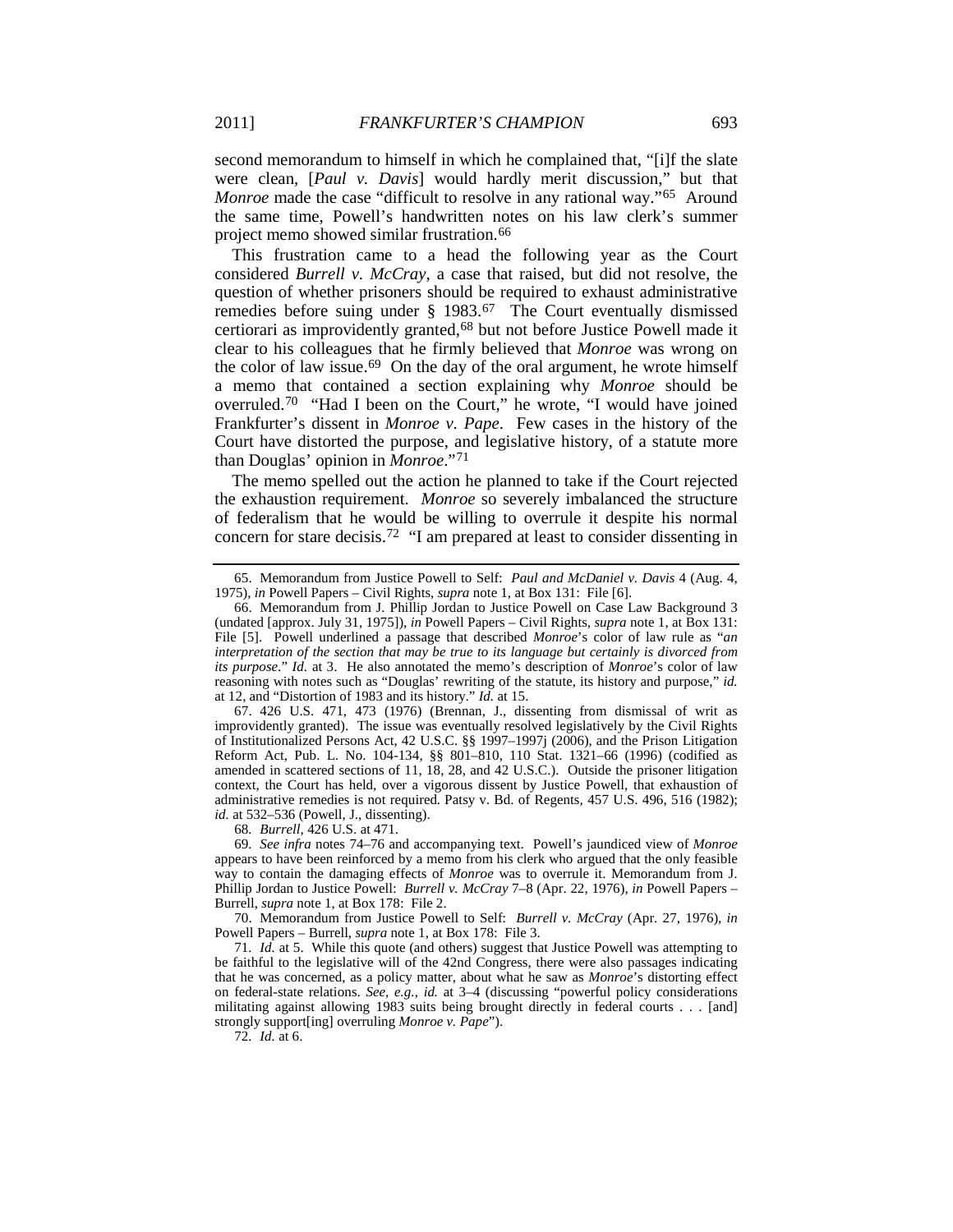second memorandum to himself in which he complained that, "[i]f the slate were clean, [*Paul v. Davis*] would hardly merit discussion," but that *Monroe* made the case "difficult to resolve in any rational way."[65] Around the same time, Powell's handwritten notes on his law clerk's summer project memo showed similar frustration.[66]

This frustration came to a head the following year as the Court considered *Burrell v. McCray*, a case that raised, but did not resolve, the question of whether prisoners should be required to exhaust administrative remedies before suing under § 1983.[67] The Court eventually dismissed certiorari as improvidently granted,[68] but not before Justice Powell made it clear to his colleagues that he firmly believed that *Monroe* was wrong on the color of law issue.[69] On the day of the oral argument, he wrote himself a memo that contained a section explaining why *Monroe* should be overruled.[70] "Had I been on the Court," he wrote, "I would have joined Frankfurter's dissent in *Monroe v. Pape*. Few cases in the history of the Court have distorted the purpose, and legislative history, of a statute more than Douglas' opinion in *Monroe*."[71]

The memo spelled out the action he planned to take if the Court rejected the exhaustion requirement. *Monroe* so severely imbalanced the structure of federalism that he would be willing to overrule it despite his normal concern for stare decisis.[72] "I am prepared at least to consider dissenting in

---

65. Memorandum from Justice Powell to Self: *Paul and McDaniel v. Davis* 4 (Aug. 4, 1975), *in* Powell Papers – Civil Rights, *supra* note 1, at Box 131: File [6].

66. Memorandum from J. Phillip Jordan to Justice Powell on Case Law Background 3 (undated [approx. July 31, 1975]), *in* Powell Papers – Civil Rights, *supra* note 1, at Box 131: File [5]. Powell underlined a passage that described *Monroe*'s color of law rule as "*an interpretation of the section that may be true to its language but certainly is divorced from its purpose*." *Id.* at 3. He also annotated the memo's description of *Monroe*'s color of law reasoning with notes such as "Douglas' rewriting of the statute, its history and purpose," *id.* at 12, and "Distortion of 1983 and its history." *Id.* at 15.

67. 426 U.S. 471, 473 (1976) (Brennan, J., dissenting from dismissal of writ as improvidently granted). The issue was eventually resolved legislatively by the Civil Rights of Institutionalized Persons Act, 42 U.S.C. §§ 1997–1997j (2006), and the Prison Litigation Reform Act, Pub. L. No. 104-134, §§ 801–810, 110 Stat. 1321–66 (1996) (codified as amended in scattered sections of 11, 18, 28, and 42 U.S.C.). Outside the prisoner litigation context, the Court has held, over a vigorous dissent by Justice Powell, that exhaustion of administrative remedies is not required. Patsy v. Bd. of Regents, 457 U.S. 496, 516 (1982); *id.* at 532–536 (Powell, J., dissenting).

68. *Burrell*, 426 U.S. at 471.

69. *See infra* notes 74–76 and accompanying text. Powell's jaundiced view of *Monroe* appears to have been reinforced by a memo from his clerk who argued that the only feasible way to contain the damaging effects of *Monroe* was to overrule it. Memorandum from J. Phillip Jordan to Justice Powell: *Burrell v. McCray* 7–8 (Apr. 22, 1976), *in* Powell Papers – Burrell, *supra* note 1, at Box 178: File 2.

70. Memorandum from Justice Powell to Self: *Burrell v. McCray* (Apr. 27, 1976), *in* Powell Papers – Burrell, *supra* note 1, at Box 178: File 3.

71. *Id.* at 5. While this quote (and others) suggest that Justice Powell was attempting to be faithful to the legislative will of the 42nd Congress, there were also passages indicating that he was concerned, as a policy matter, about what he saw as *Monroe*'s distorting effect on federal-state relations. *See, e.g.*, *id.* at 3–4 (discussing "powerful policy considerations militating against allowing 1983 suits being brought directly in federal courts . . . [and] strongly support[ing] overruling *Monroe v. Pape*").

72. *Id.* at 6.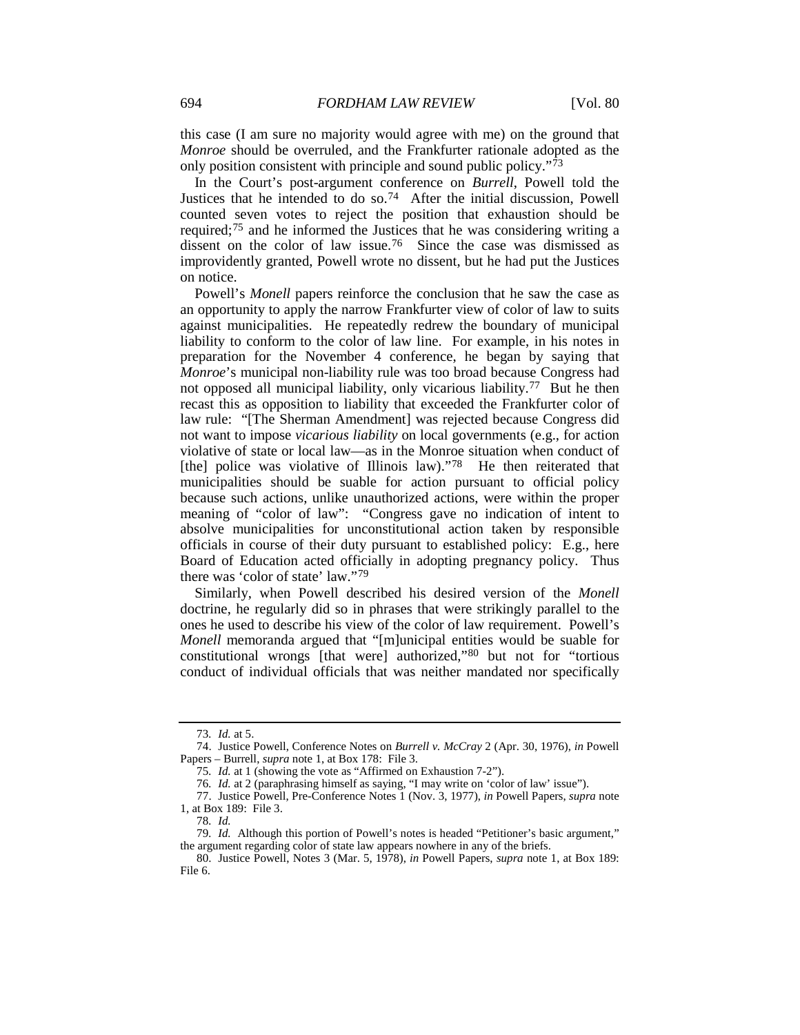this case (I am sure no majority would agree with me) on the ground that *Monroe* should be overruled, and the Frankfurter rationale adopted as the only position consistent with principle and sound public policy."[73]

In the Court's post-argument conference on *Burrell*, Powell told the Justices that he intended to do so.[74] After the initial discussion, Powell counted seven votes to reject the position that exhaustion should be required;[75] and he informed the Justices that he was considering writing a dissent on the color of law issue.[76] Since the case was dismissed as improvidently granted, Powell wrote no dissent, but he had put the Justices on notice.

Powell's *Monell* papers reinforce the conclusion that he saw the case as an opportunity to apply the narrow Frankfurter view of color of law to suits against municipalities. He repeatedly redrew the boundary of municipal liability to conform to the color of law line. For example, in his notes in preparation for the November 4 conference, he began by saying that *Monroe*'s municipal non-liability rule was too broad because Congress had not opposed all municipal liability, only vicarious liability.[77] But he then recast this as opposition to liability that exceeded the Frankfurter color of law rule: "[The Sherman Amendment] was rejected because Congress did not want to impose *vicarious liability* on local governments (e.g., for action violative of state or local law—as in the Monroe situation when conduct of [the] police was violative of Illinois law)."[78] He then reiterated that municipalities should be suable for action pursuant to official policy because such actions, unlike unauthorized actions, were within the proper meaning of "color of law": "Congress gave no indication of intent to absolve municipalities for unconstitutional action taken by responsible officials in course of their duty pursuant to established policy: E.g., here Board of Education acted officially in adopting pregnancy policy. Thus there was 'color of state' law."[79]

Similarly, when Powell described his desired version of the *Monell* doctrine, he regularly did so in phrases that were strikingly parallel to the ones he used to describe his view of the color of law requirement. Powell's *Monell* memoranda argued that "[m]unicipal entities would be suable for constitutional wrongs [that were] authorized,"[80] but not for "tortious conduct of individual officials that was neither mandated nor specifically

---

73. *Id.* at 5.

74. Justice Powell, Conference Notes on *Burrell v. McCray* 2 (Apr. 30, 1976), *in* Powell Papers – Burrell, *supra* note 1, at Box 178: File 3.

75. *Id.* at 1 (showing the vote as "Affirmed on Exhaustion 7-2").

76. *Id.* at 2 (paraphrasing himself as saying, "I may write on 'color of law' issue").

77. Justice Powell, Pre-Conference Notes 1 (Nov. 3, 1977), *in* Powell Papers, *supra* note 1, at Box 189: File 3.

78. *Id.*

79. *Id.* Although this portion of Powell's notes is headed "Petitioner's basic argument," the argument regarding color of state law appears nowhere in any of the briefs.

80. Justice Powell, Notes 3 (Mar. 5, 1978), *in* Powell Papers, *supra* note 1, at Box 189: File 6.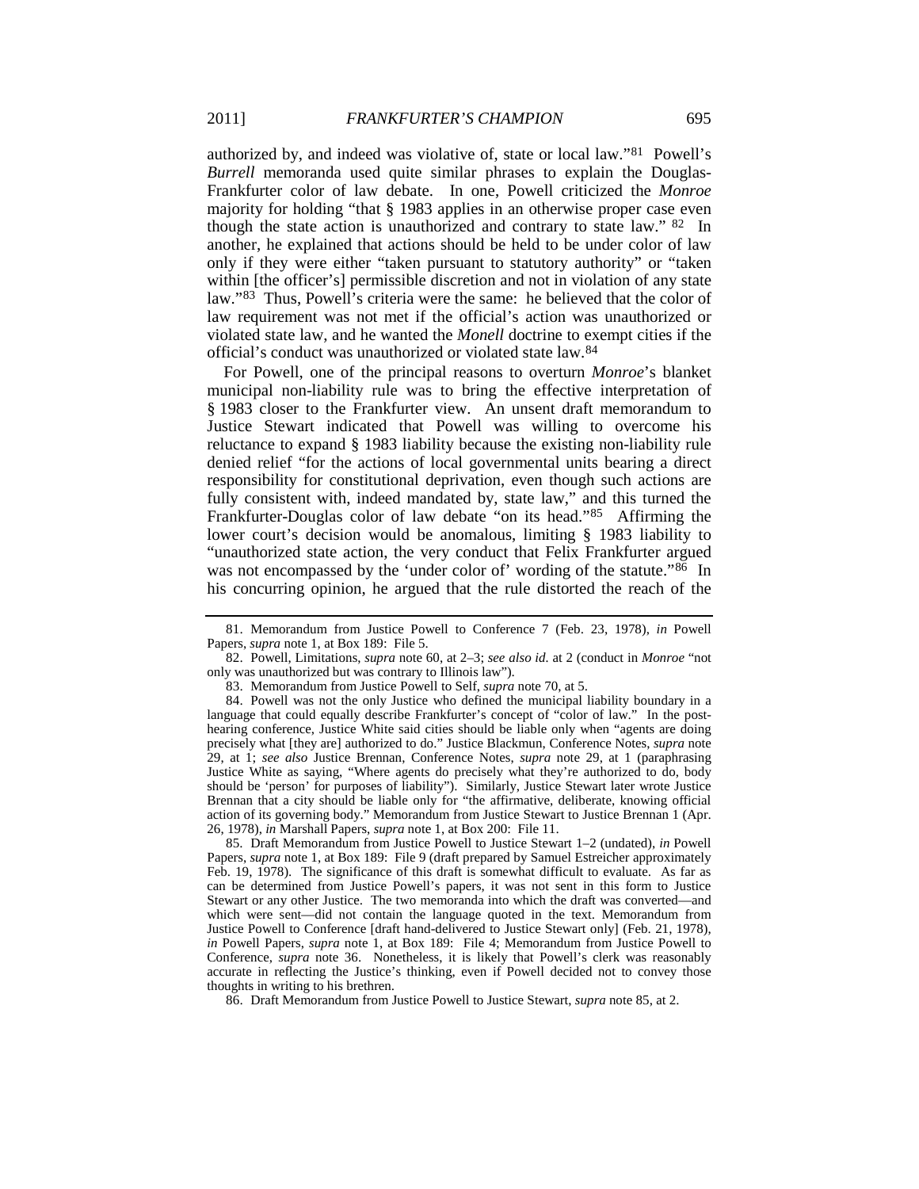authorized by, and indeed was violative of, state or local law."[81] Powell's *Burrell* memoranda used quite similar phrases to explain the Douglas-Frankfurter color of law debate. In one, Powell criticized the *Monroe* majority for holding "that § 1983 applies in an otherwise proper case even though the state action is unauthorized and contrary to state law." [82] In another, he explained that actions should be held to be under color of law only if they were either "taken pursuant to statutory authority" or "taken within [the officer's] permissible discretion and not in violation of any state law."[83] Thus, Powell's criteria were the same: he believed that the color of law requirement was not met if the official's action was unauthorized or violated state law, and he wanted the *Monell* doctrine to exempt cities if the official's conduct was unauthorized or violated state law.[84]

For Powell, one of the principal reasons to overturn *Monroe*'s blanket municipal non-liability rule was to bring the effective interpretation of § 1983 closer to the Frankfurter view. An unsent draft memorandum to Justice Stewart indicated that Powell was willing to overcome his reluctance to expand § 1983 liability because the existing non-liability rule denied relief "for the actions of local governmental units bearing a direct responsibility for constitutional deprivation, even though such actions are fully consistent with, indeed mandated by, state law," and this turned the Frankfurter-Douglas color of law debate "on its head."[85] Affirming the lower court's decision would be anomalous, limiting § 1983 liability to "unauthorized state action, the very conduct that Felix Frankfurter argued was not encompassed by the 'under color of' wording of the statute."[86] In his concurring opinion, he argued that the rule distorted the reach of the

---

81. Memorandum from Justice Powell to Conference 7 (Feb. 23, 1978), *in* Powell Papers, *supra* note 1, at Box 189: File 5.

82. Powell, Limitations, *supra* note 60, at 2–3; *see also id.* at 2 (conduct in *Monroe* "not only was unauthorized but was contrary to Illinois law").

83. Memorandum from Justice Powell to Self, *supra* note 70, at 5.

84. Powell was not the only Justice who defined the municipal liability boundary in a language that could equally describe Frankfurter's concept of "color of law." In the post-hearing conference, Justice White said cities should be liable only when "agents are doing precisely what [they are] authorized to do." Justice Blackmun, Conference Notes, *supra* note 29, at 1; *see also* Justice Brennan, Conference Notes, *supra* note 29, at 1 (paraphrasing Justice White as saying, "Where agents do precisely what they're authorized to do, body should be 'person' for purposes of liability"). Similarly, Justice Stewart later wrote Justice Brennan that a city should be liable only for "the affirmative, deliberate, knowing official action of its governing body." Memorandum from Justice Stewart to Justice Brennan 1 (Apr. 26, 1978), *in* Marshall Papers, *supra* note 1, at Box 200: File 11.

85. Draft Memorandum from Justice Powell to Justice Stewart 1–2 (undated), *in* Powell Papers, *supra* note 1, at Box 189: File 9 (draft prepared by Samuel Estreicher approximately Feb. 19, 1978). The significance of this draft is somewhat difficult to evaluate. As far as can be determined from Justice Powell's papers, it was not sent in this form to Justice Stewart or any other Justice. The two memoranda into which the draft was converted—and which were sent—did not contain the language quoted in the text. Memorandum from Justice Powell to Conference [draft hand-delivered to Justice Stewart only] (Feb. 21, 1978), *in* Powell Papers, *supra* note 1, at Box 189: File 4; Memorandum from Justice Powell to Conference, *supra* note 36. Nonetheless, it is likely that Powell's clerk was reasonably accurate in reflecting the Justice's thinking, even if Powell decided not to convey those thoughts in writing to his brethren.

86. Draft Memorandum from Justice Powell to Justice Stewart, *supra* note 85, at 2.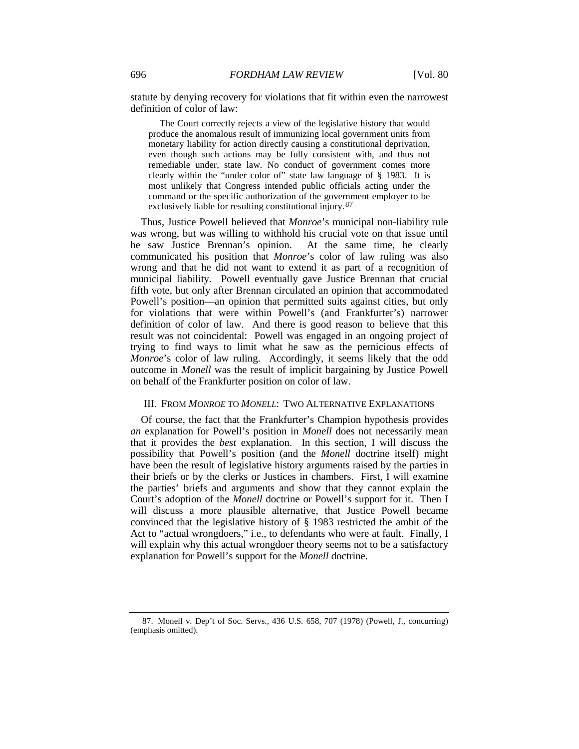statute by denying recovery for violations that fit within even the narrowest definition of color of law:

> The Court correctly rejects a view of the legislative history that would produce the anomalous result of immunizing local government units from monetary liability for action directly causing a constitutional deprivation, even though such actions may be fully consistent with, and thus not remediable under, state law. No conduct of government comes more clearly within the "under color of" state law language of § 1983. It is most unlikely that Congress intended public officials acting under the command or the specific authorization of the government employer to be exclusively liable for resulting constitutional injury.[87]

Thus, Justice Powell believed that *Monroe*'s municipal non-liability rule was wrong, but was willing to withhold his crucial vote on that issue until he saw Justice Brennan's opinion. At the same time, he clearly communicated his position that *Monroe*'s color of law ruling was also wrong and that he did not want to extend it as part of a recognition of municipal liability. Powell eventually gave Justice Brennan that crucial fifth vote, but only after Brennan circulated an opinion that accommodated Powell's position—an opinion that permitted suits against cities, but only for violations that were within Powell's (and Frankfurter's) narrower definition of color of law. And there is good reason to believe that this result was not coincidental: Powell was engaged in an ongoing project of trying to find ways to limit what he saw as the pernicious effects of *Monroe*'s color of law ruling. Accordingly, it seems likely that the odd outcome in *Monell* was the result of implicit bargaining by Justice Powell on behalf of the Frankfurter position on color of law.

## III. FROM *MONROE* TO *MONELL*: TWO ALTERNATIVE EXPLANATIONS

Of course, the fact that the Frankfurter's Champion hypothesis provides *an* explanation for Powell's position in *Monell* does not necessarily mean that it provides the *best* explanation. In this section, I will discuss the possibility that Powell's position (and the *Monell* doctrine itself) might have been the result of legislative history arguments raised by the parties in their briefs or by the clerks or Justices in chambers. First, I will examine the parties' briefs and arguments and show that they cannot explain the Court's adoption of the *Monell* doctrine or Powell's support for it. Then I will discuss a more plausible alternative, that Justice Powell became convinced that the legislative history of § 1983 restricted the ambit of the Act to "actual wrongdoers," i.e., to defendants who were at fault. Finally, I will explain why this actual wrongdoer theory seems not to be a satisfactory explanation for Powell's support for the *Monell* doctrine.

---

87. Monell v. Dep't of Soc. Servs., 436 U.S. 658, 707 (1978) (Powell, J., concurring) (emphasis omitted).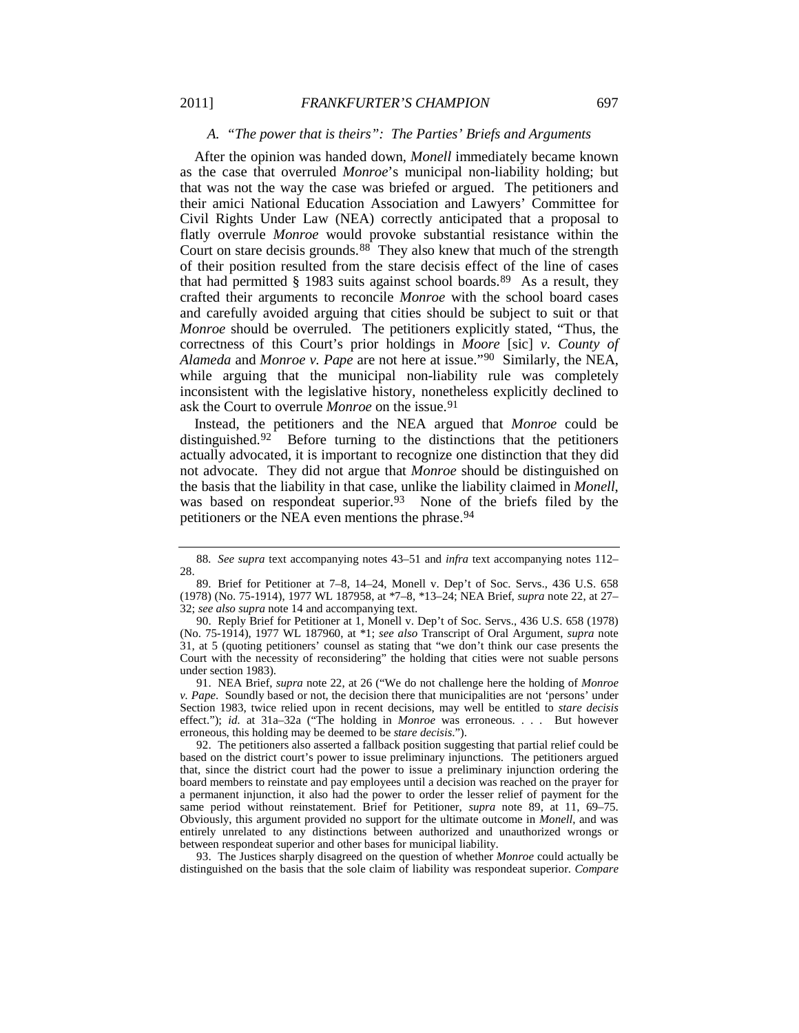### A. *"The power that is theirs": The Parties' Briefs and Arguments*

After the opinion was handed down, *Monell* immediately became known as the case that overruled *Monroe*'s municipal non-liability holding; but that was not the way the case was briefed or argued. The petitioners and their amici National Education Association and Lawyers' Committee for Civil Rights Under Law (NEA) correctly anticipated that a proposal to flatly overrule *Monroe* would provoke substantial resistance within the Court on stare decisis grounds.[88] They also knew that much of the strength of their position resulted from the stare decisis effect of the line of cases that had permitted § 1983 suits against school boards.[89] As a result, they crafted their arguments to reconcile *Monroe* with the school board cases and carefully avoided arguing that cities should be subject to suit or that *Monroe* should be overruled. The petitioners explicitly stated, "Thus, the correctness of this Court's prior holdings in *Moore* [sic] *v. County of Alameda* and *Monroe v. Pape* are not here at issue."[90] Similarly, the NEA, while arguing that the municipal non-liability rule was completely inconsistent with the legislative history, nonetheless explicitly declined to ask the Court to overrule *Monroe* on the issue.[91]

Instead, the petitioners and the NEA argued that *Monroe* could be distinguished.[92] Before turning to the distinctions that the petitioners actually advocated, it is important to recognize one distinction that they did not advocate. They did not argue that *Monroe* should be distinguished on the basis that the liability in that case, unlike the liability claimed in *Monell*, was based on respondeat superior.[93] None of the briefs filed by the petitioners or the NEA even mentions the phrase.[94]

---

88. *See supra* text accompanying notes 43–51 and *infra* text accompanying notes 112–28.

89. Brief for Petitioner at 7–8, 14–24, Monell v. Dep't of Soc. Servs., 436 U.S. 658 (1978) (No. 75-1914), 1977 WL 187958, at *7–8, *13–24; NEA Brief, *supra* note 22, at 27–32; *see also supra* note 14 and accompanying text.

90. Reply Brief for Petitioner at 1, Monell v. Dep't of Soc. Servs., 436 U.S. 658 (1978) (No. 75-1914), 1977 WL 187960, at *1; *see also* Transcript of Oral Argument, *supra* note 31, at 5 (quoting petitioners' counsel as stating that "we don't think our case presents the Court with the necessity of reconsidering" the holding that cities were not suable persons under section 1983).

91. NEA Brief, *supra* note 22, at 26 ("We do not challenge here the holding of *Monroe v. Pape*. Soundly based or not, the decision there that municipalities are not 'persons' under Section 1983, twice relied upon in recent decisions, may well be entitled to *stare decisis* effect."); *id.* at 31a–32a ("The holding in *Monroe* was erroneous. . . . But however erroneous, this holding may be deemed to be *stare decisis*.").

92. The petitioners also asserted a fallback position suggesting that partial relief could be based on the district court's power to issue preliminary injunctions. The petitioners argued that, since the district court had the power to issue a preliminary injunction ordering the board members to reinstate and pay employees until a decision was reached on the prayer for a permanent injunction, it also had the power to order the lesser relief of payment for the same period without reinstatement. Brief for Petitioner, *supra* note 89, at 11, 69–75. Obviously, this argument provided no support for the ultimate outcome in *Monell*, and was entirely unrelated to any distinctions between authorized and unauthorized wrongs or between respondeat superior and other bases for municipal liability.

93. The Justices sharply disagreed on the question of whether *Monroe* could actually be distinguished on the basis that the sole claim of liability was respondeat superior. *Compare*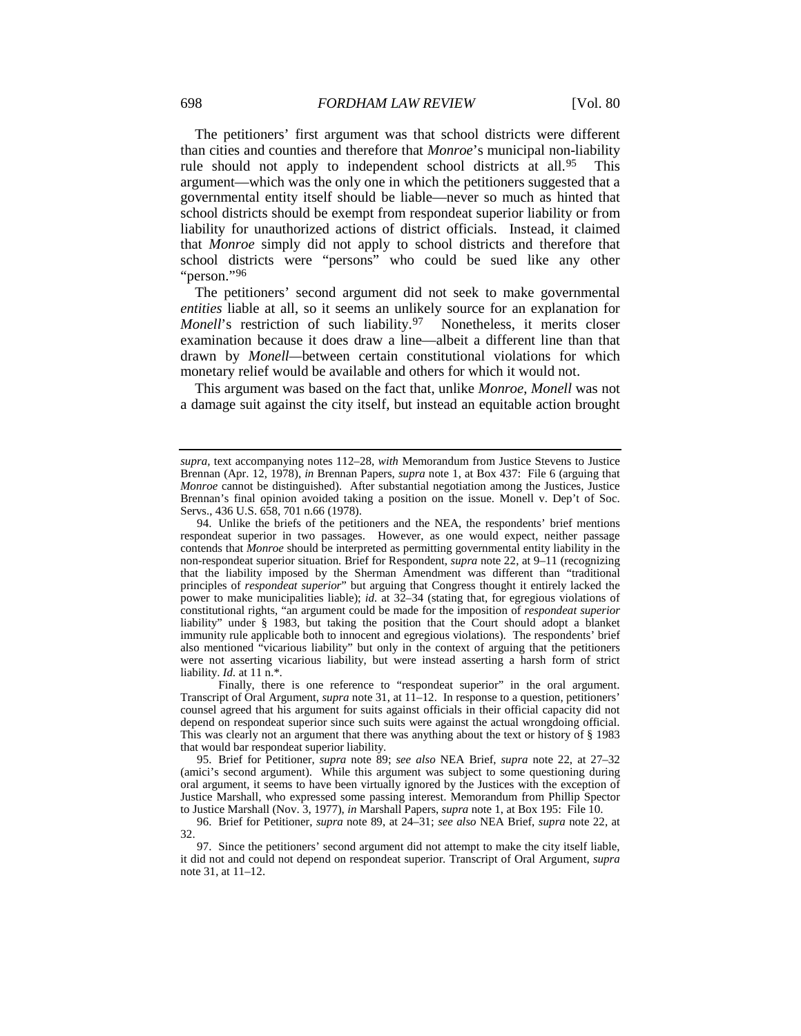The petitioners' first argument was that school districts were different than cities and counties and therefore that *Monroe*'s municipal non-liability rule should not apply to independent school districts at all.[95] This argument—which was the only one in which the petitioners suggested that a governmental entity itself should be liable—never so much as hinted that school districts should be exempt from respondeat superior liability or from liability for unauthorized actions of district officials. Instead, it claimed that *Monroe* simply did not apply to school districts and therefore that school districts were "persons" who could be sued like any other "person."[96]

The petitioners' second argument did not seek to make governmental *entities* liable at all, so it seems an unlikely source for an explanation for *Monell*'s restriction of such liability.[97] Nonetheless, it merits closer examination because it does draw a line—albeit a different line than that drawn by *Monell*—between certain constitutional violations for which monetary relief would be available and others for which it would not.

This argument was based on the fact that, unlike *Monroe*, *Monell* was not a damage suit against the city itself, but instead an equitable action brought

---

*supra*, text accompanying notes 112–28, *with* Memorandum from Justice Stevens to Justice Brennan (Apr. 12, 1978), *in* Brennan Papers, *supra* note 1, at Box 437: File 6 (arguing that *Monroe* cannot be distinguished). After substantial negotiation among the Justices, Justice Brennan's final opinion avoided taking a position on the issue. Monell v. Dep't of Soc. Servs., 436 U.S. 658, 701 n.66 (1978).

94. Unlike the briefs of the petitioners and the NEA, the respondents' brief mentions respondeat superior in two passages. However, as one would expect, neither passage contends that *Monroe* should be interpreted as permitting governmental entity liability in the non-respondeat superior situation. Brief for Respondent, *supra* note 22, at 9–11 (recognizing that the liability imposed by the Sherman Amendment was different than "traditional principles of *respondeat superior*" but arguing that Congress thought it entirely lacked the power to make municipalities liable); *id.* at 32–34 (stating that, for egregious violations of constitutional rights, "an argument could be made for the imposition of *respondeat superior* liability" under § 1983, but taking the position that the Court should adopt a blanket immunity rule applicable both to innocent and egregious violations). The respondents' brief also mentioned "vicarious liability" but only in the context of arguing that the petitioners were not asserting vicarious liability, but were instead asserting a harsh form of strict liability. *Id.* at 11 n.*.

Finally, there is one reference to "respondeat superior" in the oral argument. Transcript of Oral Argument, *supra* note 31, at 11–12. In response to a question, petitioners' counsel agreed that his argument for suits against officials in their official capacity did not depend on respondeat superior since such suits were against the actual wrongdoing official. This was clearly not an argument that there was anything about the text or history of § 1983 that would bar respondeat superior liability.

95. Brief for Petitioner, *supra* note 89; *see also* NEA Brief, *supra* note 22, at 27–32 (amici's second argument). While this argument was subject to some questioning during oral argument, it seems to have been virtually ignored by the Justices with the exception of Justice Marshall, who expressed some passing interest. Memorandum from Phillip Spector to Justice Marshall (Nov. 3, 1977), *in* Marshall Papers, *supra* note 1, at Box 195: File 10.

96. Brief for Petitioner, *supra* note 89, at 24–31; *see also* NEA Brief, *supra* note 22, at 32.

97. Since the petitioners' second argument did not attempt to make the city itself liable, it did not and could not depend on respondeat superior. Transcript of Oral Argument, *supra* note 31, at 11–12.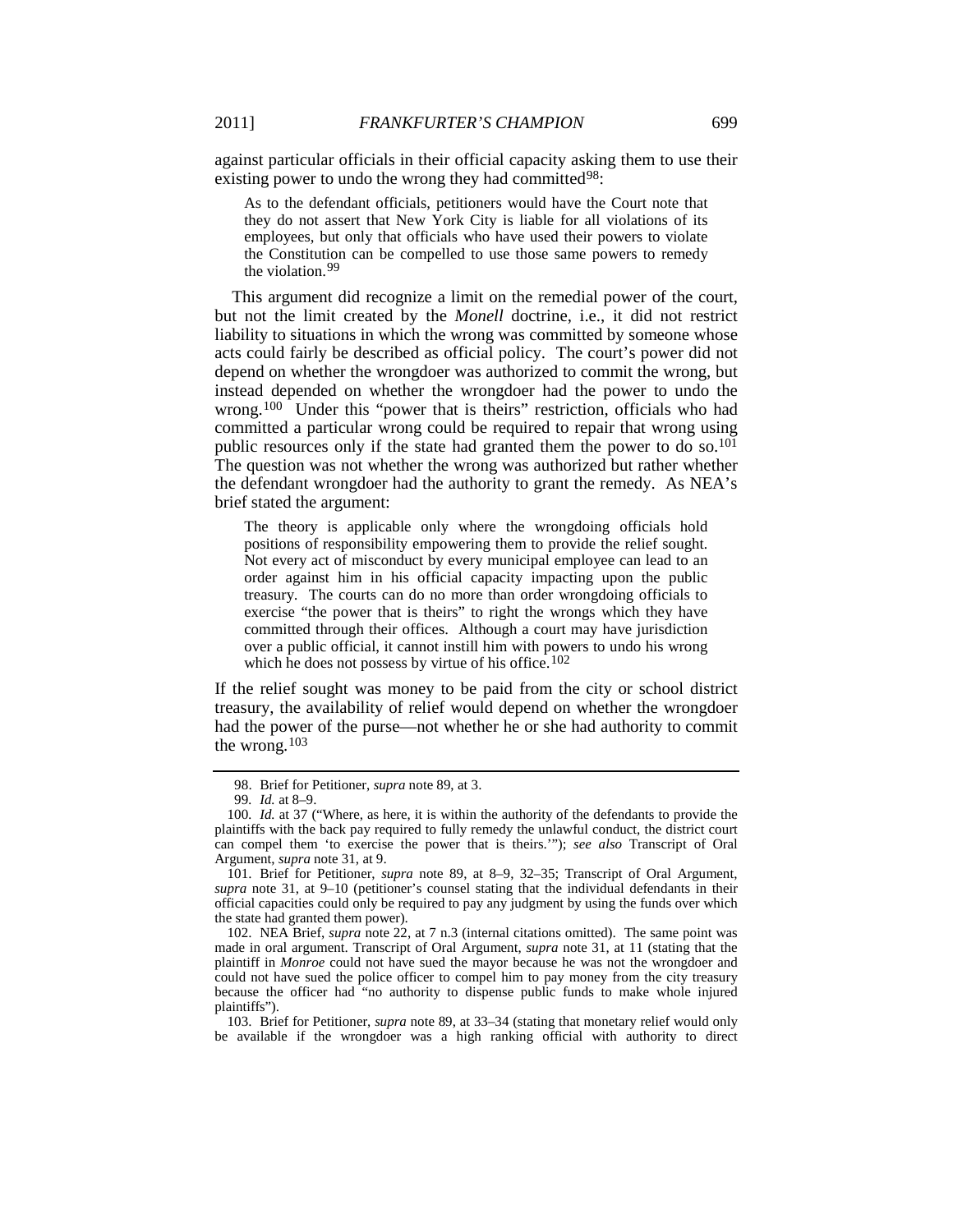against particular officials in their official capacity asking them to use their existing power to undo the wrong they had committed[98]:

> As to the defendant officials, petitioners would have the Court note that they do not assert that New York City is liable for all violations of its employees, but only that officials who have used their powers to violate the Constitution can be compelled to use those same powers to remedy the violation.[99]

This argument did recognize a limit on the remedial power of the court, but not the limit created by the *Monell* doctrine, i.e., it did not restrict liability to situations in which the wrong was committed by someone whose acts could fairly be described as official policy. The court's power did not depend on whether the wrongdoer was authorized to commit the wrong, but instead depended on whether the wrongdoer had the power to undo the wrong.[100] Under this "power that is theirs" restriction, officials who had committed a particular wrong could be required to repair that wrong using public resources only if the state had granted them the power to do so.[101] The question was not whether the wrong was authorized but rather whether the defendant wrongdoer had the authority to grant the remedy. As NEA's brief stated the argument:

> The theory is applicable only where the wrongdoing officials hold positions of responsibility empowering them to provide the relief sought. Not every act of misconduct by every municipal employee can lead to an order against him in his official capacity impacting upon the public treasury. The courts can do no more than order wrongdoing officials to exercise "the power that is theirs" to right the wrongs which they have committed through their offices. Although a court may have jurisdiction over a public official, it cannot instill him with powers to undo his wrong which he does not possess by virtue of his office.[102]

If the relief sought was money to be paid from the city or school district treasury, the availability of relief would depend on whether the wrongdoer had the power of the purse—not whether he or she had authority to commit the wrong.[103]

---

98. Brief for Petitioner, *supra* note 89, at 3.

99. *Id.* at 8–9.

100. *Id.* at 37 ("Where, as here, it is within the authority of the defendants to provide the plaintiffs with the back pay required to fully remedy the unlawful conduct, the district court can compel them 'to exercise the power that is theirs.'"); *see also* Transcript of Oral Argument, *supra* note 31, at 9.

101. Brief for Petitioner, *supra* note 89, at 8–9, 32–35; Transcript of Oral Argument, *supra* note 31, at 9–10 (petitioner's counsel stating that the individual defendants in their official capacities could only be required to pay any judgment by using the funds over which the state had granted them power).

102. NEA Brief, *supra* note 22, at 7 n.3 (internal citations omitted). The same point was made in oral argument. Transcript of Oral Argument, *supra* note 31, at 11 (stating that the plaintiff in *Monroe* could not have sued the mayor because he was not the wrongdoer and could not have sued the police officer to compel him to pay money from the city treasury because the officer had "no authority to dispense public funds to make whole injured plaintiffs").

103. Brief for Petitioner, *supra* note 89, at 33–34 (stating that monetary relief would only be available if the wrongdoer was a high ranking official with authority to direct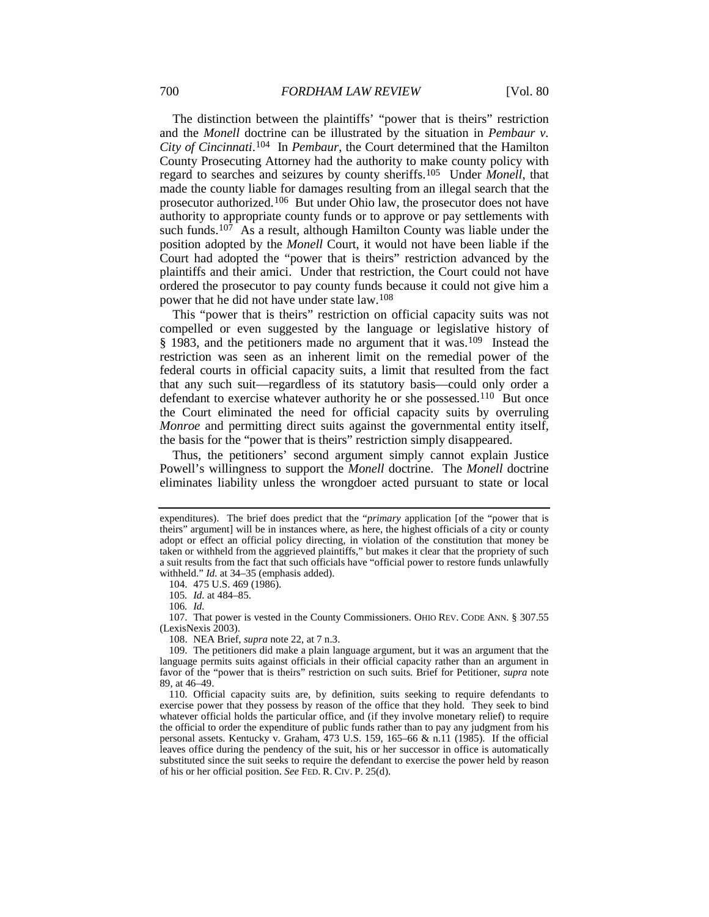The distinction between the plaintiffs' "power that is theirs" restriction and the *Monell* doctrine can be illustrated by the situation in *Pembaur v. City of Cincinnati*.[104] In *Pembaur*, the Court determined that the Hamilton County Prosecuting Attorney had the authority to make county policy with regard to searches and seizures by county sheriffs.[105] Under *Monell*, that made the county liable for damages resulting from an illegal search that the prosecutor authorized.[106] But under Ohio law, the prosecutor does not have authority to appropriate county funds or to approve or pay settlements with such funds.[107] As a result, although Hamilton County was liable under the position adopted by the *Monell* Court, it would not have been liable if the Court had adopted the "power that is theirs" restriction advanced by the plaintiffs and their amici. Under that restriction, the Court could not have ordered the prosecutor to pay county funds because it could not give him a power that he did not have under state law.[108]

This "power that is theirs" restriction on official capacity suits was not compelled or even suggested by the language or legislative history of § 1983, and the petitioners made no argument that it was.[109] Instead the restriction was seen as an inherent limit on the remedial power of the federal courts in official capacity suits, a limit that resulted from the fact that any such suit—regardless of its statutory basis—could only order a defendant to exercise whatever authority he or she possessed.[110] But once the Court eliminated the need for official capacity suits by overruling *Monroe* and permitting direct suits against the governmental entity itself, the basis for the "power that is theirs" restriction simply disappeared.

Thus, the petitioners' second argument simply cannot explain Justice Powell's willingness to support the *Monell* doctrine. The *Monell* doctrine eliminates liability unless the wrongdoer acted pursuant to state or local

---

expenditures). The brief does predict that the "*primary* application [of the "power that is theirs" argument] will be in instances where, as here, the highest officials of a city or county adopt or effect an official policy directing, in violation of the constitution that money be taken or withheld from the aggrieved plaintiffs," but makes it clear that the propriety of such a suit results from the fact that such officials have "official power to restore funds unlawfully withheld." *Id.* at 34–35 (emphasis added).

104. 475 U.S. 469 (1986).

105. *Id.* at 484–85.

106. *Id.*

107. That power is vested in the County Commissioners. OHIO REV. CODE ANN. § 307.55 (LexisNexis 2003).

108. NEA Brief, *supra* note 22, at 7 n.3.

109. The petitioners did make a plain language argument, but it was an argument that the language permits suits against officials in their official capacity rather than an argument in favor of the "power that is theirs" restriction on such suits. Brief for Petitioner, *supra* note 89, at 46–49.

110. Official capacity suits are, by definition, suits seeking to require defendants to exercise power that they possess by reason of the office that they hold. They seek to bind whatever official holds the particular office, and (if they involve monetary relief) to require the official to order the expenditure of public funds rather than to pay any judgment from his personal assets. Kentucky v. Graham, 473 U.S. 159, 165–66 & n.11 (1985). If the official leaves office during the pendency of the suit, his or her successor in office is automatically substituted since the suit seeks to require the defendant to exercise the power held by reason of his or her official position. *See* FED. R. CIV. P. 25(d).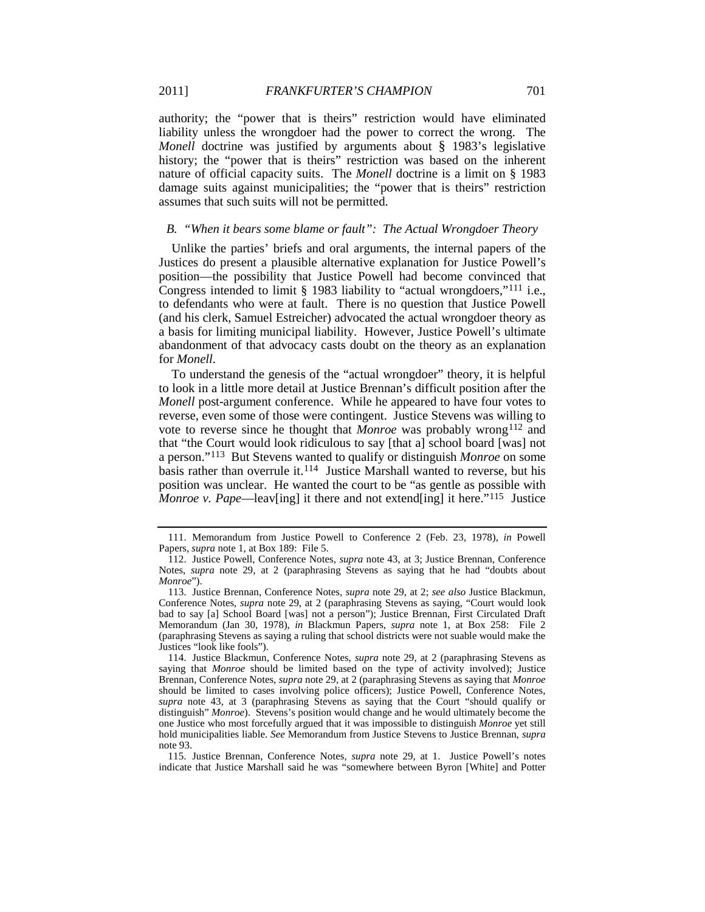authority; the "power that is theirs" restriction would have eliminated liability unless the wrongdoer had the power to correct the wrong. The *Monell* doctrine was justified by arguments about § 1983's legislative history; the "power that is theirs" restriction was based on the inherent nature of official capacity suits. The *Monell* doctrine is a limit on § 1983 damage suits against municipalities; the "power that is theirs" restriction assumes that such suits will not be permitted.

### *B. "When it bears some blame or fault": The Actual Wrongdoer Theory*

Unlike the parties' briefs and oral arguments, the internal papers of the Justices do present a plausible alternative explanation for Justice Powell's position—the possibility that Justice Powell had become convinced that Congress intended to limit § 1983 liability to "actual wrongdoers,"[111] i.e., to defendants who were at fault. There is no question that Justice Powell (and his clerk, Samuel Estreicher) advocated the actual wrongdoer theory as a basis for limiting municipal liability. However, Justice Powell's ultimate abandonment of that advocacy casts doubt on the theory as an explanation for *Monell*.

To understand the genesis of the "actual wrongdoer" theory, it is helpful to look in a little more detail at Justice Brennan's difficult position after the *Monell* post-argument conference. While he appeared to have four votes to reverse, even some of those were contingent. Justice Stevens was willing to vote to reverse since he thought that *Monroe* was probably wrong[112] and that "the Court would look ridiculous to say [that a] school board [was] not a person."[113] But Stevens wanted to qualify or distinguish *Monroe* on some basis rather than overrule it.[114] Justice Marshall wanted to reverse, but his position was unclear. He wanted the court to be "as gentle as possible with *Monroe v. Pape*—leav[ing] it there and not extend[ing] it here."[115] Justice

---

111. Memorandum from Justice Powell to Conference 2 (Feb. 23, 1978), *in* Powell Papers, *supra* note 1, at Box 189: File 5.

112. Justice Powell, Conference Notes, *supra* note 43, at 3; Justice Brennan, Conference Notes, *supra* note 29, at 2 (paraphrasing Stevens as saying that he had "doubts about *Monroe*").

113. Justice Brennan, Conference Notes, *supra* note 29, at 2; *see also* Justice Blackmun, Conference Notes, *supra* note 29, at 2 (paraphrasing Stevens as saying, "Court would look bad to say [a] School Board [was] not a person"); Justice Brennan, First Circulated Draft Memorandum (Jan 30, 1978), *in* Blackmun Papers, *supra* note 1, at Box 258: File 2 (paraphrasing Stevens as saying a ruling that school districts were not suable would make the Justices "look like fools").

114. Justice Blackmun, Conference Notes, *supra* note 29, at 2 (paraphrasing Stevens as saying that *Monroe* should be limited based on the type of activity involved); Justice Brennan, Conference Notes, *supra* note 29, at 2 (paraphrasing Stevens as saying that *Monroe* should be limited to cases involving police officers); Justice Powell, Conference Notes, *supra* note 43, at 3 (paraphrasing Stevens as saying that the Court "should qualify or distinguish" *Monroe*). Stevens's position would change and he would ultimately become the one Justice who most forcefully argued that it was impossible to distinguish *Monroe* yet still hold municipalities liable. *See* Memorandum from Justice Stevens to Justice Brennan, *supra* note 93.

115. Justice Brennan, Conference Notes, *supra* note 29, at 1. Justice Powell's notes indicate that Justice Marshall said he was "somewhere between Byron [White] and Potter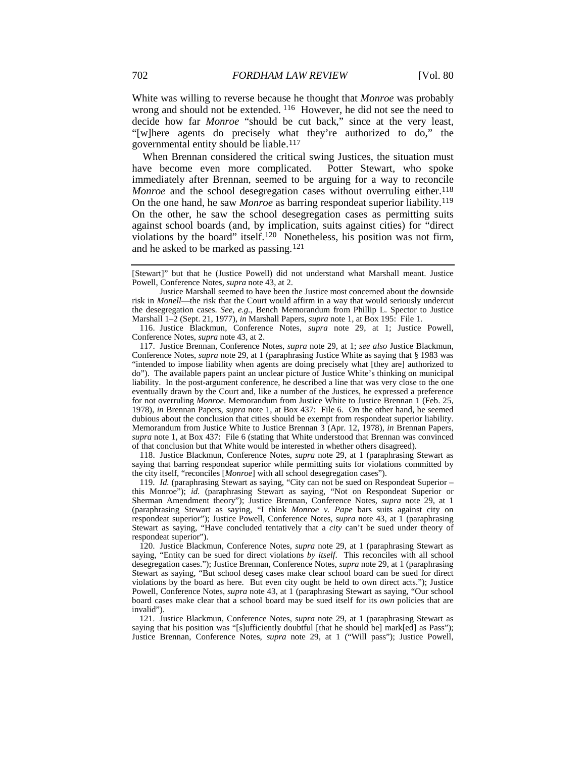White was willing to reverse because he thought that *Monroe* was probably wrong and should not be extended.[116] However, he did not see the need to decide how far *Monroe* "should be cut back," since at the very least, "[w]here agents do precisely what they're authorized to do," the governmental entity should be liable.[117]

When Brennan considered the critical swing Justices, the situation must have become even more complicated. Potter Stewart, who spoke immediately after Brennan, seemed to be arguing for a way to reconcile *Monroe* and the school desegregation cases without overruling either.[118] On the one hand, he saw *Monroe* as barring respondeat superior liability.[119] On the other, he saw the school desegregation cases as permitting suits against school boards (and, by implication, suits against cities) for "direct violations by the board" itself.[120] Nonetheless, his position was not firm, and he asked to be marked as passing.[121]

---

[Stewart]" but that he (Justice Powell) did not understand what Marshall meant. Justice Powell, Conference Notes, *supra* note 43, at 2.

Justice Marshall seemed to have been the Justice most concerned about the downside risk in *Monell*—the risk that the Court would affirm in a way that would seriously undercut the desegregation cases. *See, e.g.*, Bench Memorandum from Phillip L. Spector to Justice Marshall 1–2 (Sept. 21, 1977), *in* Marshall Papers, *supra* note 1, at Box 195: File 1.

116. Justice Blackmun, Conference Notes, *supra* note 29, at 1; Justice Powell, Conference Notes, *supra* note 43, at 2.

117. Justice Brennan, Conference Notes, *supra* note 29, at 1; *see also* Justice Blackmun, Conference Notes, *supra* note 29, at 1 (paraphrasing Justice White as saying that § 1983 was "intended to impose liability when agents are doing precisely what [they are] authorized to do"). The available papers paint an unclear picture of Justice White's thinking on municipal liability. In the post-argument conference, he described a line that was very close to the one eventually drawn by the Court and, like a number of the Justices, he expressed a preference for not overruling *Monroe*. Memorandum from Justice White to Justice Brennan 1 (Feb. 25, 1978), *in* Brennan Papers, *supra* note 1, at Box 437: File 6. On the other hand, he seemed dubious about the conclusion that cities should be exempt from respondeat superior liability. Memorandum from Justice White to Justice Brennan 3 (Apr. 12, 1978), *in* Brennan Papers, *supra* note 1, at Box 437: File 6 (stating that White understood that Brennan was convinced of that conclusion but that White would be interested in whether others disagreed).

118. Justice Blackmun, Conference Notes, *supra* note 29, at 1 (paraphrasing Stewart as saying that barring respondeat superior while permitting suits for violations committed by the city itself, "reconciles [*Monroe*] with all school desegregation cases").

119. *Id.* (paraphrasing Stewart as saying, "City can not be sued on Respondeat Superior – this Monroe"); *id.* (paraphrasing Stewart as saying, "Not on Respondeat Superior or Sherman Amendment theory"); Justice Brennan, Conference Notes, *supra* note 29, at 1 (paraphrasing Stewart as saying, "I think *Monroe v. Pape* bars suits against city on respondeat superior"); Justice Powell, Conference Notes, *supra* note 43, at 1 (paraphrasing Stewart as saying, "Have concluded tentatively that a *city* can't be sued under theory of respondeat superior").

120. Justice Blackmun, Conference Notes, *supra* note 29, at 1 (paraphrasing Stewart as saying, "Entity can be sued for direct violations *by itself*. This reconciles with all school desegregation cases."); Justice Brennan, Conference Notes, *supra* note 29, at 1 (paraphrasing Stewart as saying, "But school deseg cases make clear school board can be sued for direct violations by the board as here. But even city ought be held to own direct acts."); Justice Powell, Conference Notes, *supra* note 43, at 1 (paraphrasing Stewart as saying, "Our school board cases make clear that a school board may be sued itself for its *own* policies that are invalid").

121. Justice Blackmun, Conference Notes, *supra* note 29, at 1 (paraphrasing Stewart as saying that his position was "[s]ufficiently doubtful [that he should be] mark[ed] as Pass"); Justice Brennan, Conference Notes, *supra* note 29, at 1 ("Will pass"); Justice Powell,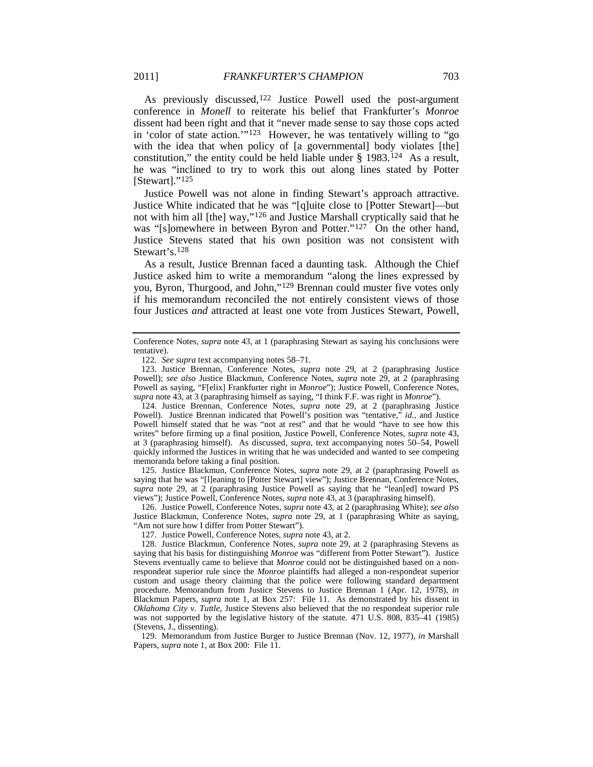As previously discussed,[122] Justice Powell used the post-argument conference in *Monell* to reiterate his belief that Frankfurter's *Monroe* dissent had been right and that it "never made sense to say those cops acted in 'color of state action.'"[123] However, he was tentatively willing to "go with the idea that when policy of [a governmental] body violates [the] constitution," the entity could be held liable under § 1983.[124] As a result, he was "inclined to try to work this out along lines stated by Potter [Stewart]."[125]

Justice Powell was not alone in finding Stewart's approach attractive. Justice White indicated that he was "[q]uite close to [Potter Stewart]—but not with him all [the] way,"[126] and Justice Marshall cryptically said that he was "[s]omewhere in between Byron and Potter."[127] On the other hand, Justice Stevens stated that his own position was not consistent with Stewart's.[128]

As a result, Justice Brennan faced a daunting task. Although the Chief Justice asked him to write a memorandum "along the lines expressed by you, Byron, Thurgood, and John,"[129] Brennan could muster five votes only if his memorandum reconciled the not entirely consistent views of those four Justices *and* attracted at least one vote from Justices Stewart, Powell,

---

Conference Notes, *supra* note 43, at 1 (paraphrasing Stewart as saying his conclusions were tentative).

122. *See supra* text accompanying notes 58–71.

123. Justice Brennan, Conference Notes, *supra* note 29, at 2 (paraphrasing Justice Powell); *see also* Justice Blackmun, Conference Notes, *supra* note 29, at 2 (paraphrasing Powell as saying, "F[elix] Frankfurter right in *Monroe*"); Justice Powell, Conference Notes, *supra* note 43, at 3 (paraphrasing himself as saying, "I think F.F. was right in *Monroe*").

124. Justice Brennan, Conference Notes, *supra* note 29, at 2 (paraphrasing Justice Powell). Justice Brennan indicated that Powell's position was "tentative," *id.*, and Justice Powell himself stated that he was "not at rest" and that he would "have to see how this writes" before firming up a final position, Justice Powell, Conference Notes, *supra* note 43, at 3 (paraphrasing himself). As discussed, *supra*, text accompanying notes 50–54, Powell quickly informed the Justices in writing that he was undecided and wanted to see competing memoranda before taking a final position.

125. Justice Blackmun, Conference Notes, *supra* note 29, at 2 (paraphrasing Powell as saying that he was "[l]eaning to [Potter Stewart] view"); Justice Brennan, Conference Notes, *supra* note 29, at 2 (paraphrasing Justice Powell as saying that he "lean[ed] toward PS views"); Justice Powell, Conference Notes, *supra* note 43, at 3 (paraphrasing himself).

126. Justice Powell, Conference Notes, *supra* note 43, at 2 (paraphrasing White); *see also* Justice Blackmun, Conference Notes, *supra* note 29, at 1 (paraphrasing White as saying, "Am not sure how I differ from Potter Stewart").

127. Justice Powell, Conference Notes, *supra* note 43, at 2.

128. Justice Blackmun, Conference Notes, *supra* note 29, at 2 (paraphrasing Stevens as saying that his basis for distinguishing *Monroe* was "different from Potter Stewart"). Justice Stevens eventually came to believe that *Monroe* could not be distinguished based on a non-respondeat superior rule since the *Monroe* plaintiffs had alleged a non-respondeat superior custom and usage theory claiming that the police were following standard department procedure. Memorandum from Justice Stevens to Justice Brennan 1 (Apr. 12, 1978), *in* Blackmun Papers, *supra* note 1, at Box 257: File 11. As demonstrated by his dissent in *Oklahoma City v. Tuttle*, Justice Stevens also believed that the no respondeat superior rule was not supported by the legislative history of the statute. 471 U.S. 808, 835–41 (1985) (Stevens, J., dissenting).

129. Memorandum from Justice Burger to Justice Brennan (Nov. 12, 1977), *in* Marshall Papers, *supra* note 1, at Box 200: File 11.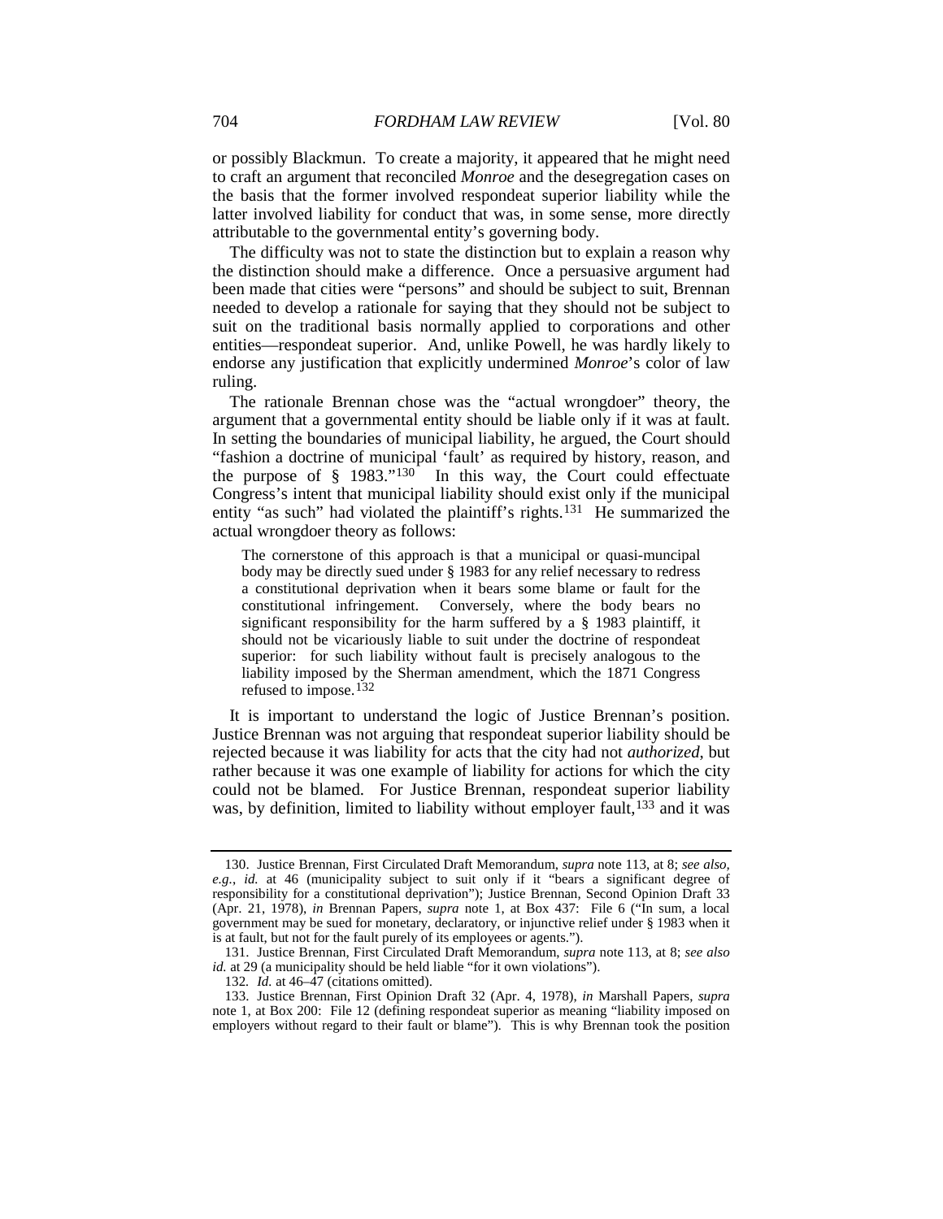or possibly Blackmun. To create a majority, it appeared that he might need to craft an argument that reconciled *Monroe* and the desegregation cases on the basis that the former involved respondeat superior liability while the latter involved liability for conduct that was, in some sense, more directly attributable to the governmental entity's governing body.

The difficulty was not to state the distinction but to explain a reason why the distinction should make a difference. Once a persuasive argument had been made that cities were "persons" and should be subject to suit, Brennan needed to develop a rationale for saying that they should not be subject to suit on the traditional basis normally applied to corporations and other entities—respondeat superior. And, unlike Powell, he was hardly likely to endorse any justification that explicitly undermined *Monroe*'s color of law ruling.

The rationale Brennan chose was the "actual wrongdoer" theory, the argument that a governmental entity should be liable only if it was at fault. In setting the boundaries of municipal liability, he argued, the Court should "fashion a doctrine of municipal 'fault' as required by history, reason, and the purpose of § 1983."[130] In this way, the Court could effectuate Congress's intent that municipal liability should exist only if the municipal entity "as such" had violated the plaintiff's rights.[131] He summarized the actual wrongdoer theory as follows:

> The cornerstone of this approach is that a municipal or quasi-muncipal body may be directly sued under § 1983 for any relief necessary to redress a constitutional deprivation when it bears some blame or fault for the constitutional infringement. Conversely, where the body bears no significant responsibility for the harm suffered by a § 1983 plaintiff, it should not be vicariously liable to suit under the doctrine of respondeat superior: for such liability without fault is precisely analogous to the liability imposed by the Sherman amendment, which the 1871 Congress refused to impose.[132]

It is important to understand the logic of Justice Brennan's position. Justice Brennan was not arguing that respondeat superior liability should be rejected because it was liability for acts that the city had not *authorized*, but rather because it was one example of liability for actions for which the city could not be blamed. For Justice Brennan, respondeat superior liability was, by definition, limited to liability without employer fault,[133] and it was

---

130. Justice Brennan, First Circulated Draft Memorandum, *supra* note 113, at 8; *see also, e.g.*, *id.* at 46 (municipality subject to suit only if it "bears a significant degree of responsibility for a constitutional deprivation"); Justice Brennan, Second Opinion Draft 33 (Apr. 21, 1978), *in* Brennan Papers, *supra* note 1, at Box 437: File 6 ("In sum, a local government may be sued for monetary, declaratory, or injunctive relief under § 1983 when it is at fault, but not for the fault purely of its employees or agents.").

131. Justice Brennan, First Circulated Draft Memorandum, *supra* note 113, at 8; *see also id.* at 29 (a municipality should be held liable "for it own violations").

132. *Id.* at 46–47 (citations omitted).

133. Justice Brennan, First Opinion Draft 32 (Apr. 4, 1978), *in* Marshall Papers, *supra* note 1, at Box 200: File 12 (defining respondeat superior as meaning "liability imposed on employers without regard to their fault or blame"). This is why Brennan took the position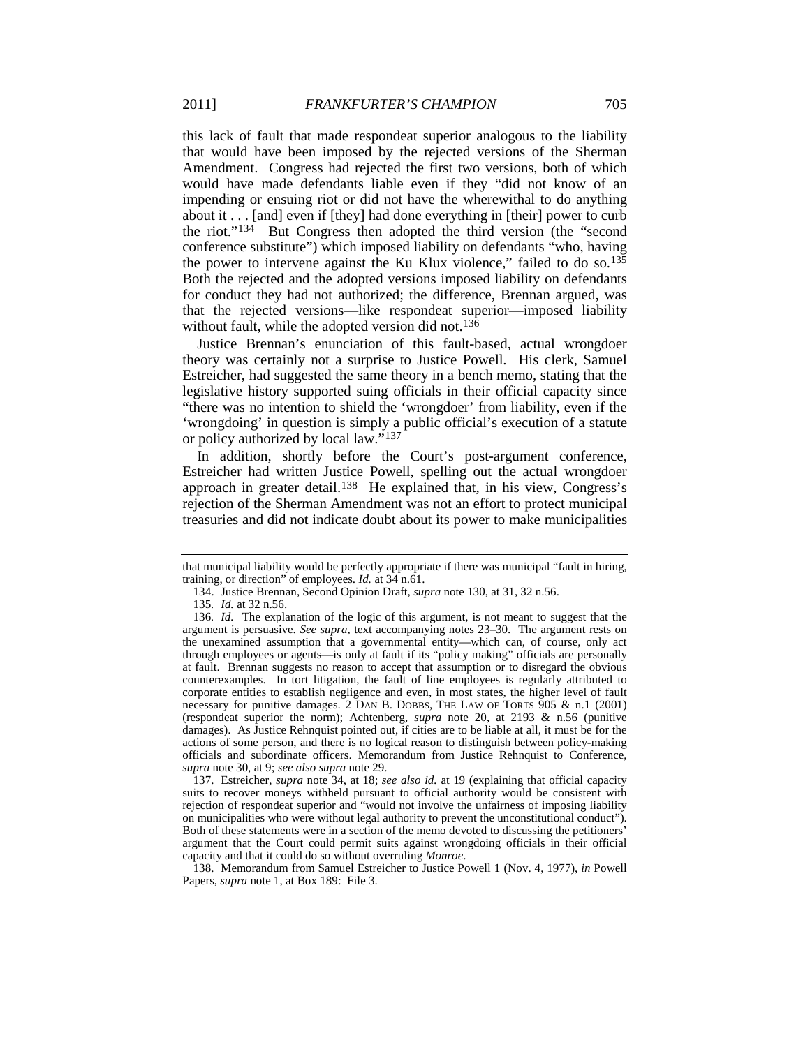this lack of fault that made respondeat superior analogous to the liability that would have been imposed by the rejected versions of the Sherman Amendment. Congress had rejected the first two versions, both of which would have made defendants liable even if they "did not know of an impending or ensuing riot or did not have the wherewithal to do anything about it . . . [and] even if [they] had done everything in [their] power to curb the riot."[134] But Congress then adopted the third version (the "second conference substitute") which imposed liability on defendants "who, having the power to intervene against the Ku Klux violence," failed to do so.[135] Both the rejected and the adopted versions imposed liability on defendants for conduct they had not authorized; the difference, Brennan argued, was that the rejected versions—like respondeat superior—imposed liability without fault, while the adopted version did not.[136]

Justice Brennan's enunciation of this fault-based, actual wrongdoer theory was certainly not a surprise to Justice Powell. His clerk, Samuel Estreicher, had suggested the same theory in a bench memo, stating that the legislative history supported suing officials in their official capacity since "there was no intention to shield the 'wrongdoer' from liability, even if the 'wrongdoing' in question is simply a public official's execution of a statute or policy authorized by local law."[137]

In addition, shortly before the Court's post-argument conference, Estreicher had written Justice Powell, spelling out the actual wrongdoer approach in greater detail.[138] He explained that, in his view, Congress's rejection of the Sherman Amendment was not an effort to protect municipal treasuries and did not indicate doubt about its power to make municipalities

---

that municipal liability would be perfectly appropriate if there was municipal "fault in hiring, training, or direction" of employees. *Id.* at 34 n.61.

134. Justice Brennan, Second Opinion Draft, *supra* note 130, at 31, 32 n.56.

135. *Id.* at 32 n.56.

136. *Id.* The explanation of the logic of this argument, is not meant to suggest that the argument is persuasive. *See supra,* text accompanying notes 23–30. The argument rests on the unexamined assumption that a governmental entity—which can, of course, only act through employees or agents—is only at fault if its "policy making" officials are personally at fault. Brennan suggests no reason to accept that assumption or to disregard the obvious counterexamples. In tort litigation, the fault of line employees is regularly attributed to corporate entities to establish negligence and even, in most states, the higher level of fault necessary for punitive damages. 2 DAN B. DOBBS, THE LAW OF TORTS 905 & n.1 (2001) (respondeat superior the norm); Achtenberg, *supra* note 20, at 2193 & n.56 (punitive damages). As Justice Rehnquist pointed out, if cities are to be liable at all, it must be for the actions of some person, and there is no logical reason to distinguish between policy-making officials and subordinate officers. Memorandum from Justice Rehnquist to Conference, *supra* note 30, at 9; *see also supra* note 29.

137. Estreicher, *supra* note 34, at 18; *see also id.* at 19 (explaining that official capacity suits to recover moneys withheld pursuant to official authority would be consistent with rejection of respondeat superior and "would not involve the unfairness of imposing liability on municipalities who were without legal authority to prevent the unconstitutional conduct"). Both of these statements were in a section of the memo devoted to discussing the petitioners' argument that the Court could permit suits against wrongdoing officials in their official capacity and that it could do so without overruling *Monroe*.

138. Memorandum from Samuel Estreicher to Justice Powell 1 (Nov. 4, 1977), *in* Powell Papers, *supra* note 1, at Box 189: File 3.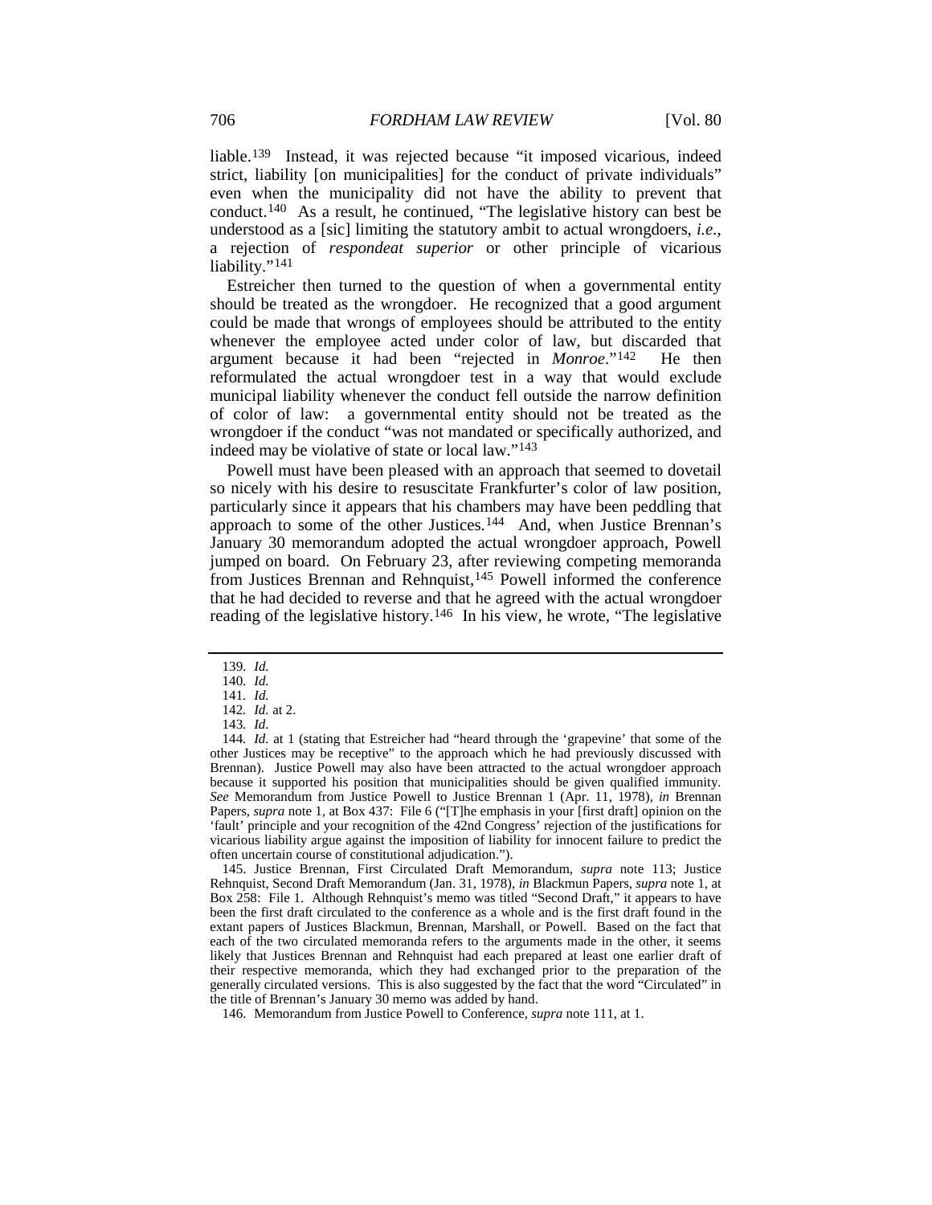liable.[139] Instead, it was rejected because "it imposed vicarious, indeed strict, liability [on municipalities] for the conduct of private individuals" even when the municipality did not have the ability to prevent that conduct.[140] As a result, he continued, "The legislative history can best be understood as a [sic] limiting the statutory ambit to actual wrongdoers, *i.e.*, a rejection of *respondeat superior* or other principle of vicarious liability."[141]

Estreicher then turned to the question of when a governmental entity should be treated as the wrongdoer. He recognized that a good argument could be made that wrongs of employees should be attributed to the entity whenever the employee acted under color of law, but discarded that argument because it had been "rejected in *Monroe*."[142] He then reformulated the actual wrongdoer test in a way that would exclude municipal liability whenever the conduct fell outside the narrow definition of color of law: a governmental entity should not be treated as the wrongdoer if the conduct "was not mandated or specifically authorized, and indeed may be violative of state or local law."[143]

Powell must have been pleased with an approach that seemed to dovetail so nicely with his desire to resuscitate Frankfurter's color of law position, particularly since it appears that his chambers may have been peddling that approach to some of the other Justices.[144] And, when Justice Brennan's January 30 memorandum adopted the actual wrongdoer approach, Powell jumped on board. On February 23, after reviewing competing memoranda from Justices Brennan and Rehnquist,[145] Powell informed the conference that he had decided to reverse and that he agreed with the actual wrongdoer reading of the legislative history.[146] In his view, he wrote, "The legislative

---

139. *Id.*

140. *Id.*

141. *Id.*

142. *Id.* at 2.

143. *Id.*

144. *Id.* at 1 (stating that Estreicher had "heard through the 'grapevine' that some of the other Justices may be receptive" to the approach which he had previously discussed with Brennan). Justice Powell may also have been attracted to the actual wrongdoer approach because it supported his position that municipalities should be given qualified immunity. *See* Memorandum from Justice Powell to Justice Brennan 1 (Apr. 11, 1978), *in* Brennan Papers, *supra* note 1, at Box 437: File 6 ("[T]he emphasis in your [first draft] opinion on the 'fault' principle and your recognition of the 42nd Congress' rejection of the justifications for vicarious liability argue against the imposition of liability for innocent failure to predict the often uncertain course of constitutional adjudication.").

145. Justice Brennan, First Circulated Draft Memorandum, *supra* note 113; Justice Rehnquist, Second Draft Memorandum (Jan. 31, 1978), *in* Blackmun Papers, *supra* note 1, at Box 258: File 1. Although Rehnquist's memo was titled "Second Draft," it appears to have been the first draft circulated to the conference as a whole and is the first draft found in the extant papers of Justices Blackmun, Brennan, Marshall, or Powell. Based on the fact that each of the two circulated memoranda refers to the arguments made in the other, it seems likely that Justices Brennan and Rehnquist had each prepared at least one earlier draft of their respective memoranda, which they had exchanged prior to the preparation of the generally circulated versions. This is also suggested by the fact that the word "Circulated" in the title of Brennan's January 30 memo was added by hand.

146. Memorandum from Justice Powell to Conference, *supra* note 111, at 1.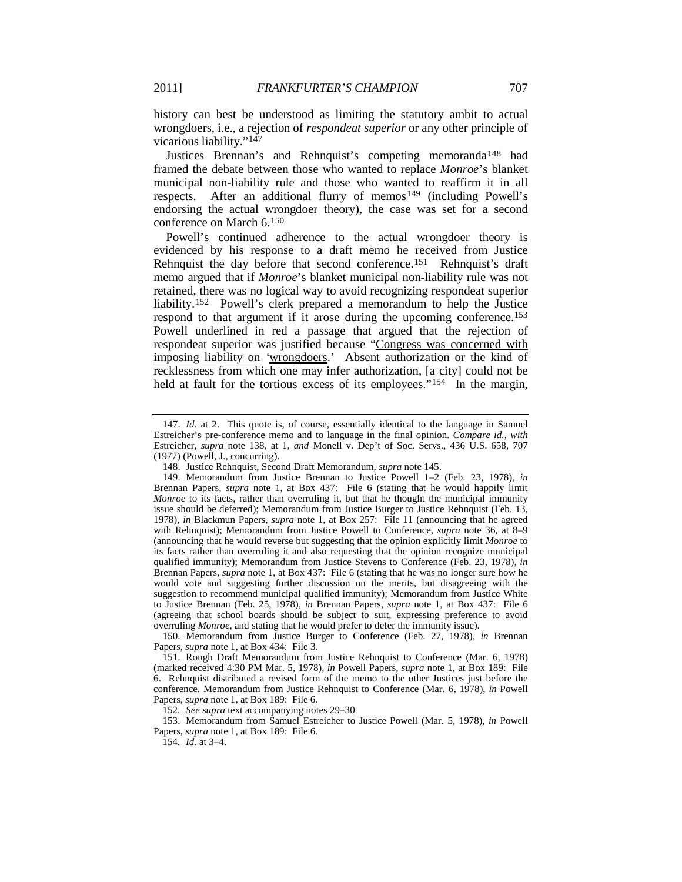history can best be understood as limiting the statutory ambit to actual wrongdoers, i.e., a rejection of *respondeat superior* or any other principle of vicarious liability."[147]

Justices Brennan's and Rehnquist's competing memoranda[148] had framed the debate between those who wanted to replace *Monroe*'s blanket municipal non-liability rule and those who wanted to reaffirm it in all respects. After an additional flurry of memos[149] (including Powell's endorsing the actual wrongdoer theory), the case was set for a second conference on March 6.[150]

Powell's continued adherence to the actual wrongdoer theory is evidenced by his response to a draft memo he received from Justice Rehnquist the day before that second conference.[151] Rehnquist's draft memo argued that if *Monroe*'s blanket municipal non-liability rule was not retained, there was no logical way to avoid recognizing respondeat superior liability.[152] Powell's clerk prepared a memorandum to help the Justice respond to that argument if it arose during the upcoming conference.[153] Powell underlined in red a passage that argued that the rejection of respondeat superior was justified because "Congress was concerned with imposing liability on 'wrongdoers.' Absent authorization or the kind of recklessness from which one may infer authorization, [a city] could not be held at fault for the tortious excess of its employees."[154] In the margin,

---

147. *Id.* at 2. This quote is, of course, essentially identical to the language in Samuel Estreicher's pre-conference memo and to language in the final opinion. *Compare id.*, *with* Estreicher, *supra* note 138, at 1, *and* Monell v. Dep't of Soc. Servs., 436 U.S. 658, 707 (1977) (Powell, J., concurring).

148. Justice Rehnquist, Second Draft Memorandum, *supra* note 145.

149. Memorandum from Justice Brennan to Justice Powell 1–2 (Feb. 23, 1978), *in* Brennan Papers, *supra* note 1, at Box 437: File 6 (stating that he would happily limit *Monroe* to its facts, rather than overruling it, but that he thought the municipal immunity issue should be deferred); Memorandum from Justice Burger to Justice Rehnquist (Feb. 13, 1978), *in* Blackmun Papers, *supra* note 1, at Box 257: File 11 (announcing that he agreed with Rehnquist); Memorandum from Justice Powell to Conference, *supra* note 36, at 8–9 (announcing that he would reverse but suggesting that the opinion explicitly limit *Monroe* to its facts rather than overruling it and also requesting that the opinion recognize municipal qualified immunity); Memorandum from Justice Stevens to Conference (Feb. 23, 1978), *in* Brennan Papers, *supra* note 1, at Box 437: File 6 (stating that he was no longer sure how he would vote and suggesting further discussion on the merits, but disagreeing with the suggestion to recommend municipal qualified immunity); Memorandum from Justice White to Justice Brennan (Feb. 25, 1978), *in* Brennan Papers, *supra* note 1, at Box 437: File 6 (agreeing that school boards should be subject to suit, expressing preference to avoid overruling *Monroe*, and stating that he would prefer to defer the immunity issue).

150. Memorandum from Justice Burger to Conference (Feb. 27, 1978), *in* Brennan Papers, *supra* note 1, at Box 434: File 3.

151. Rough Draft Memorandum from Justice Rehnquist to Conference (Mar. 6, 1978) (marked received 4:30 PM Mar. 5, 1978), *in* Powell Papers, *supra* note 1, at Box 189: File 6. Rehnquist distributed a revised form of the memo to the other Justices just before the conference. Memorandum from Justice Rehnquist to Conference (Mar. 6, 1978), *in* Powell Papers, *supra* note 1, at Box 189: File 6.

152. *See supra* text accompanying notes 29–30.

153. Memorandum from Samuel Estreicher to Justice Powell (Mar. 5, 1978), *in* Powell Papers, *supra* note 1, at Box 189: File 6.

154. *Id.* at 3–4.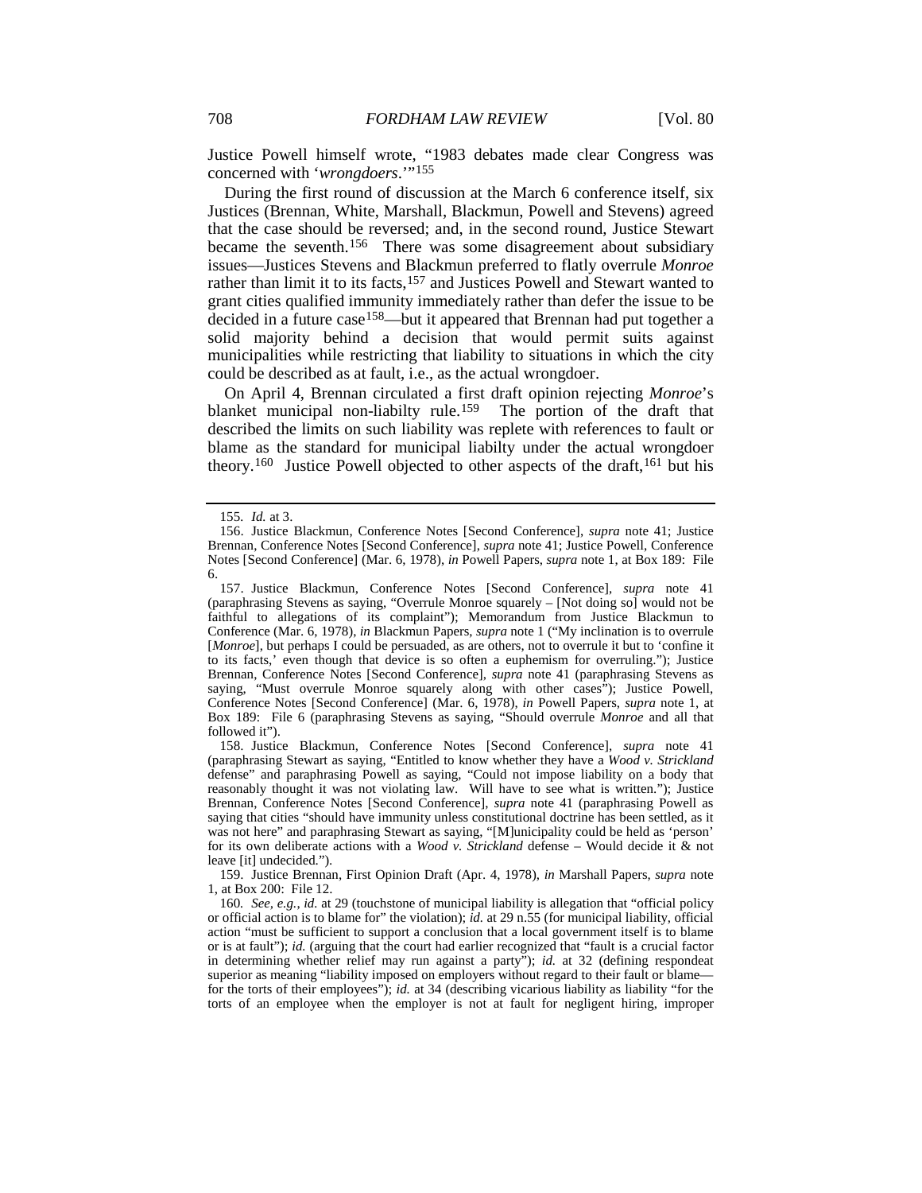Justice Powell himself wrote, "1983 debates made clear Congress was concerned with '*wrongdoers*.'"[155]

During the first round of discussion at the March 6 conference itself, six Justices (Brennan, White, Marshall, Blackmun, Powell and Stevens) agreed that the case should be reversed; and, in the second round, Justice Stewart became the seventh.[156] There was some disagreement about subsidiary issues—Justices Stevens and Blackmun preferred to flatly overrule *Monroe* rather than limit it to its facts,[157] and Justices Powell and Stewart wanted to grant cities qualified immunity immediately rather than defer the issue to be decided in a future case[158]—but it appeared that Brennan had put together a solid majority behind a decision that would permit suits against municipalities while restricting that liability to situations in which the city could be described as at fault, i.e., as the actual wrongdoer.

On April 4, Brennan circulated a first draft opinion rejecting *Monroe*'s blanket municipal non-liabilty rule.[159] The portion of the draft that described the limits on such liability was replete with references to fault or blame as the standard for municipal liabilty under the actual wrongdoer theory.[160] Justice Powell objected to other aspects of the draft,[161] but his

---

155. *Id.* at 3.

156. Justice Blackmun, Conference Notes [Second Conference], *supra* note 41; Justice Brennan, Conference Notes [Second Conference], *supra* note 41; Justice Powell, Conference Notes [Second Conference] (Mar. 6, 1978), *in* Powell Papers, *supra* note 1, at Box 189: File 6.

157. Justice Blackmun, Conference Notes [Second Conference], *supra* note 41 (paraphrasing Stevens as saying, "Overrule Monroe squarely – [Not doing so] would not be faithful to allegations of its complaint"); Memorandum from Justice Blackmun to Conference (Mar. 6, 1978), *in* Blackmun Papers, *supra* note 1 ("My inclination is to overrule [*Monroe*], but perhaps I could be persuaded, as are others, not to overrule it but to 'confine it to its facts,' even though that device is so often a euphemism for overruling."); Justice Brennan, Conference Notes [Second Conference], *supra* note 41 (paraphrasing Stevens as saying, "Must overrule Monroe squarely along with other cases"); Justice Powell, Conference Notes [Second Conference] (Mar. 6, 1978), *in* Powell Papers, *supra* note 1, at Box 189: File 6 (paraphrasing Stevens as saying, "Should overrule *Monroe* and all that followed it").

158. Justice Blackmun, Conference Notes [Second Conference], *supra* note 41 (paraphrasing Stewart as saying, "Entitled to know whether they have a *Wood v. Strickland* defense" and paraphrasing Powell as saying, "Could not impose liability on a body that reasonably thought it was not violating law. Will have to see what is written."); Justice Brennan, Conference Notes [Second Conference], *supra* note 41 (paraphrasing Powell as saying that cities "should have immunity unless constitutional doctrine has been settled, as it was not here" and paraphrasing Stewart as saying, "[M]unicipality could be held as 'person' for its own deliberate actions with a *Wood v. Strickland* defense – Would decide it & not leave [it] undecided.").

159. Justice Brennan, First Opinion Draft (Apr. 4, 1978), *in* Marshall Papers, *supra* note 1, at Box 200: File 12.

160. *See, e.g.*, *id.* at 29 (touchstone of municipal liability is allegation that "official policy or official action is to blame for" the violation); *id.* at 29 n.55 (for municipal liability, official action "must be sufficient to support a conclusion that a local government itself is to blame or is at fault"); *id.* (arguing that the court had earlier recognized that "fault is a crucial factor in determining whether relief may run against a party"); *id.* at 32 (defining respondeat superior as meaning "liability imposed on employers without regard to their fault or blame—for the torts of their employees"); *id.* at 34 (describing vicarious liability as liability "for the torts of an employee when the employer is not at fault for negligent hiring, improper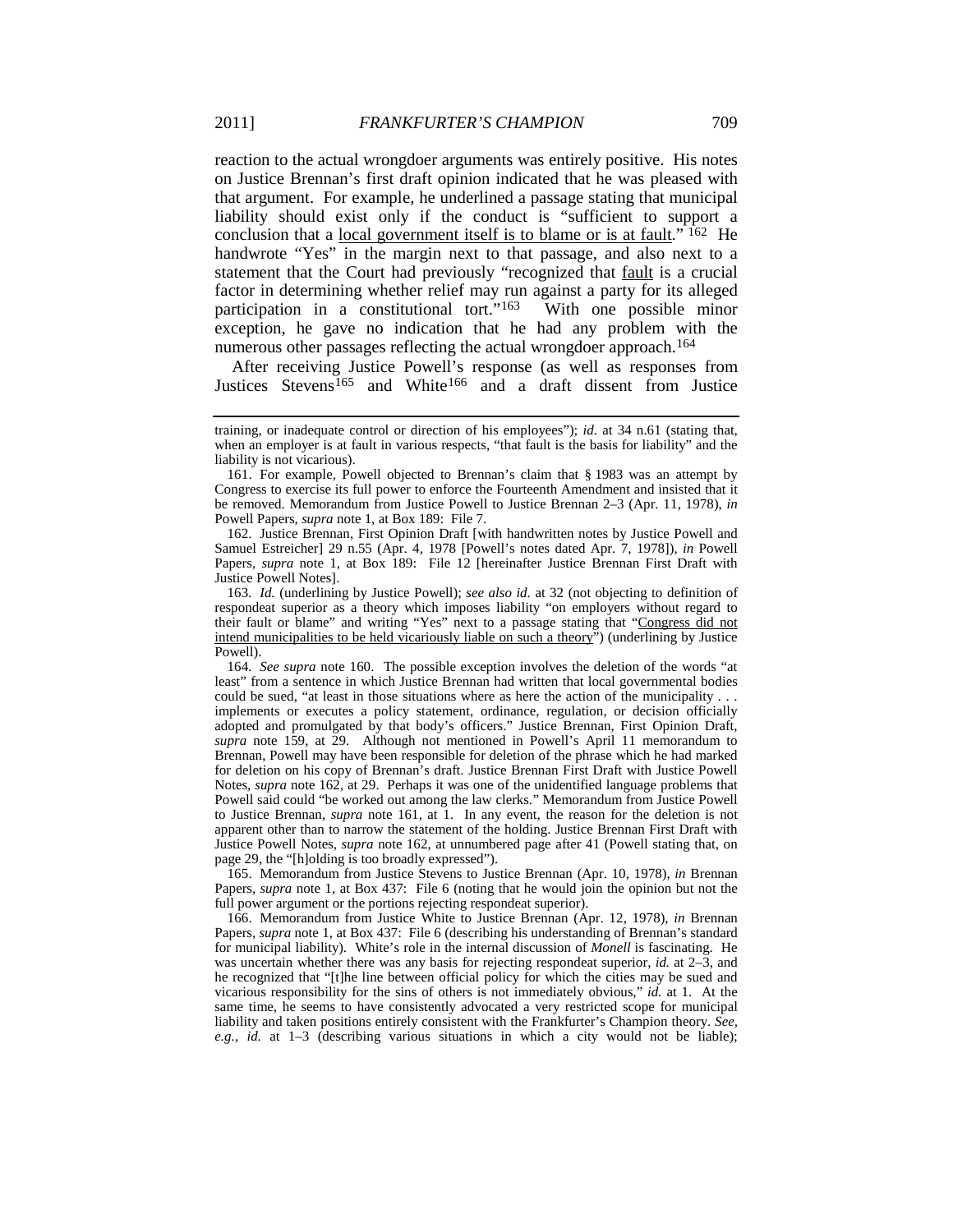reaction to the actual wrongdoer arguments was entirely positive. His notes on Justice Brennan's first draft opinion indicated that he was pleased with that argument. For example, he underlined a passage stating that municipal liability should exist only if the conduct is "sufficient to support a conclusion that a local government itself is to blame or is at fault."[162] He handwrote "Yes" in the margin next to that passage, and also next to a statement that the Court had previously "recognized that fault is a crucial factor in determining whether relief may run against a party for its alleged participation in a constitutional tort."[163] With one possible minor exception, he gave no indication that he had any problem with the numerous other passages reflecting the actual wrongdoer approach.[164]

After receiving Justice Powell's response (as well as responses from Justices Stevens[165] and White[166] and a draft dissent from Justice

---

training, or inadequate control or direction of his employees"); *id.* at 34 n.61 (stating that, when an employer is at fault in various respects, "that fault is the basis for liability" and the liability is not vicarious).

161. For example, Powell objected to Brennan's claim that § 1983 was an attempt by Congress to exercise its full power to enforce the Fourteenth Amendment and insisted that it be removed. Memorandum from Justice Powell to Justice Brennan 2–3 (Apr. 11, 1978), *in* Powell Papers, *supra* note 1, at Box 189: File 7.

162. Justice Brennan, First Opinion Draft [with handwritten notes by Justice Powell and Samuel Estreicher] 29 n.55 (Apr. 4, 1978 [Powell's notes dated Apr. 7, 1978]), *in* Powell Papers, *supra* note 1, at Box 189: File 12 [hereinafter Justice Brennan First Draft with Justice Powell Notes].

163. *Id.* (underlining by Justice Powell); *see also id.* at 32 (not objecting to definition of respondeat superior as a theory which imposes liability "on employers without regard to their fault or blame" and writing "Yes" next to a passage stating that "Congress did not intend municipalities to be held vicariously liable on such a theory") (underlining by Justice Powell).

164. *See supra* note 160. The possible exception involves the deletion of the words "at least" from a sentence in which Justice Brennan had written that local governmental bodies could be sued, "at least in those situations where as here the action of the municipality . . . implements or executes a policy statement, ordinance, regulation, or decision officially adopted and promulgated by that body's officers." Justice Brennan, First Opinion Draft, *supra* note 159, at 29. Although not mentioned in Powell's April 11 memorandum to Brennan, Powell may have been responsible for deletion of the phrase which he had marked for deletion on his copy of Brennan's draft. Justice Brennan First Draft with Justice Powell Notes, *supra* note 162, at 29. Perhaps it was one of the unidentified language problems that Powell said could "be worked out among the law clerks." Memorandum from Justice Powell to Justice Brennan, *supra* note 161, at 1. In any event, the reason for the deletion is not apparent other than to narrow the statement of the holding. Justice Brennan First Draft with Justice Powell Notes, *supra* note 162, at unnumbered page after 41 (Powell stating that, on page 29, the "[h]olding is too broadly expressed").

165. Memorandum from Justice Stevens to Justice Brennan (Apr. 10, 1978), *in* Brennan Papers, *supra* note 1, at Box 437: File 6 (noting that he would join the opinion but not the full power argument or the portions rejecting respondeat superior).

166. Memorandum from Justice White to Justice Brennan (Apr. 12, 1978), *in* Brennan Papers, *supra* note 1, at Box 437: File 6 (describing his understanding of Brennan's standard for municipal liability). White's role in the internal discussion of *Monell* is fascinating. He was uncertain whether there was any basis for rejecting respondeat superior, *id.* at 2–3, and he recognized that "[t]he line between official policy for which the cities may be sued and vicarious responsibility for the sins of others is not immediately obvious," *id.* at 1. At the same time, he seems to have consistently advocated a very restricted scope for municipal liability and taken positions entirely consistent with the Frankfurter's Champion theory. *See, e.g.*, *id.* at 1–3 (describing various situations in which a city would not be liable);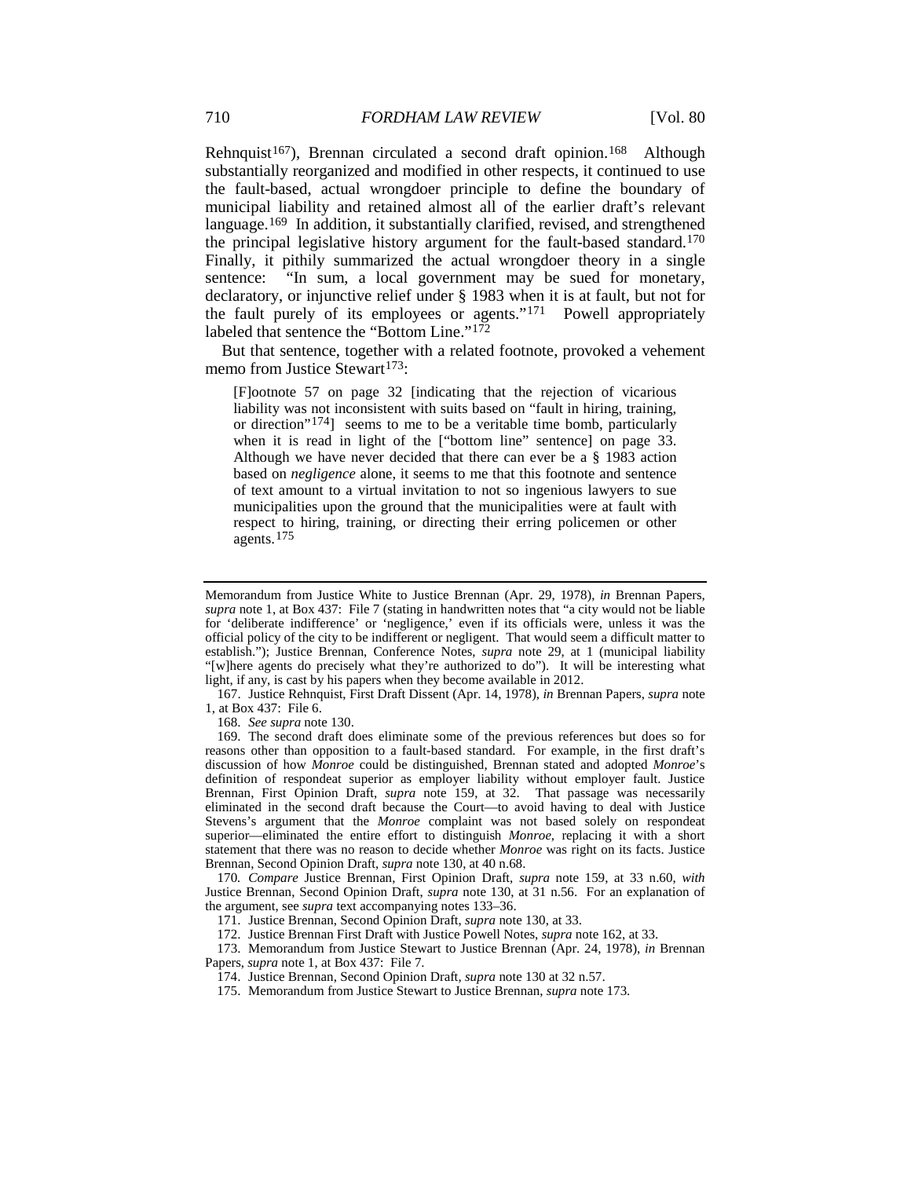Rehnquist[167]), Brennan circulated a second draft opinion.[168] Although substantially reorganized and modified in other respects, it continued to use the fault-based, actual wrongdoer principle to define the boundary of municipal liability and retained almost all of the earlier draft's relevant language.[169] In addition, it substantially clarified, revised, and strengthened the principal legislative history argument for the fault-based standard.[170] Finally, it pithily summarized the actual wrongdoer theory in a single sentence: "In sum, a local government may be sued for monetary, declaratory, or injunctive relief under § 1983 when it is at fault, but not for the fault purely of its employees or agents."[171] Powell appropriately labeled that sentence the "Bottom Line."[172]

But that sentence, together with a related footnote, provoked a vehement memo from Justice Stewart[173]:

> [F]ootnote 57 on page 32 [indicating that the rejection of vicarious liability was not inconsistent with suits based on "fault in hiring, training, or direction"[174]] seems to me to be a veritable time bomb, particularly when it is read in light of the ["bottom line" sentence] on page 33. Although we have never decided that there can ever be a § 1983 action based on *negligence* alone, it seems to me that this footnote and sentence of text amount to a virtual invitation to not so ingenious lawyers to sue municipalities upon the ground that the municipalities were at fault with respect to hiring, training, or directing their erring policemen or other agents.[175]

---

Memorandum from Justice White to Justice Brennan (Apr. 29, 1978), *in* Brennan Papers, *supra* note 1, at Box 437: File 7 (stating in handwritten notes that "a city would not be liable for 'deliberate indifference' or 'negligence,' even if its officials were, unless it was the official policy of the city to be indifferent or negligent. That would seem a difficult matter to establish."); Justice Brennan, Conference Notes, *supra* note 29, at 1 (municipal liability "[w]here agents do precisely what they're authorized to do"). It will be interesting what light, if any, is cast by his papers when they become available in 2012.

167. Justice Rehnquist, First Draft Dissent (Apr. 14, 1978), *in* Brennan Papers, *supra* note 1, at Box 437: File 6.

168. *See supra* note 130.

169. The second draft does eliminate some of the previous references but does so for reasons other than opposition to a fault-based standard. For example, in the first draft's discussion of how *Monroe* could be distinguished, Brennan stated and adopted *Monroe*'s definition of respondeat superior as employer liability without employer fault. Justice Brennan, First Opinion Draft, *supra* note 159, at 32. That passage was necessarily eliminated in the second draft because the Court—to avoid having to deal with Justice Stevens's argument that the *Monroe* complaint was not based solely on respondeat superior—eliminated the entire effort to distinguish *Monroe*, replacing it with a short statement that there was no reason to decide whether *Monroe* was right on its facts. Justice Brennan, Second Opinion Draft, *supra* note 130, at 40 n.68.

170. *Compare* Justice Brennan, First Opinion Draft, *supra* note 159, at 33 n.60, *with* Justice Brennan, Second Opinion Draft, *supra* note 130, at 31 n.56. For an explanation of the argument, see *supra* text accompanying notes 133–36.

171. Justice Brennan, Second Opinion Draft, *supra* note 130, at 33.

172. Justice Brennan First Draft with Justice Powell Notes, *supra* note 162, at 33.

173. Memorandum from Justice Stewart to Justice Brennan (Apr. 24, 1978), *in* Brennan Papers, *supra* note 1, at Box 437: File 7.

174. Justice Brennan, Second Opinion Draft, *supra* note 130 at 32 n.57.

175. Memorandum from Justice Stewart to Justice Brennan, *supra* note 173.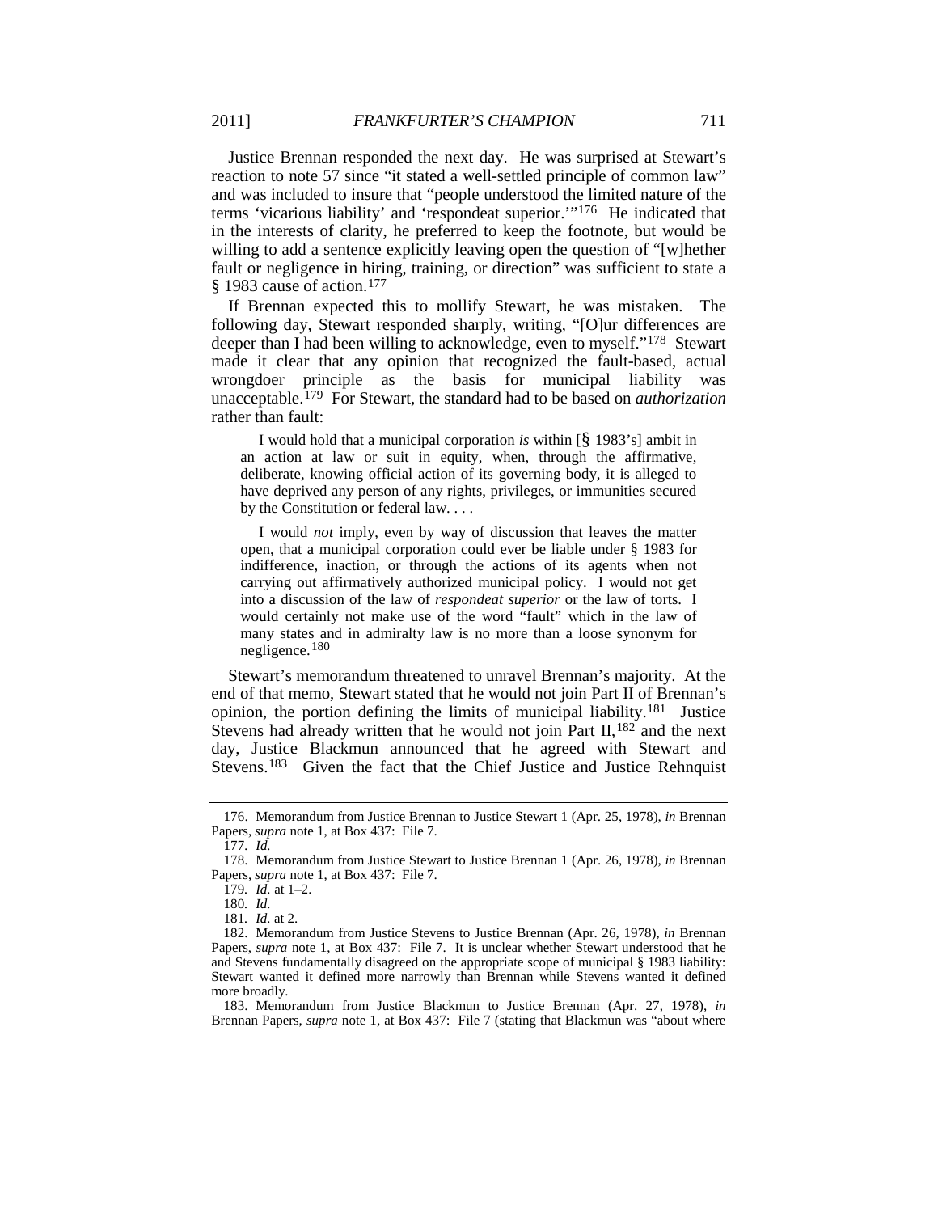Justice Brennan responded the next day. He was surprised at Stewart's reaction to note 57 since "it stated a well-settled principle of common law" and was included to insure that "people understood the limited nature of the terms 'vicarious liability' and 'respondeat superior.'"[176] He indicated that in the interests of clarity, he preferred to keep the footnote, but would be willing to add a sentence explicitly leaving open the question of "[w]hether fault or negligence in hiring, training, or direction" was sufficient to state a § 1983 cause of action.[177]

If Brennan expected this to mollify Stewart, he was mistaken. The following day, Stewart responded sharply, writing, "[O]ur differences are deeper than I had been willing to acknowledge, even to myself."[178] Stewart made it clear that any opinion that recognized the fault-based, actual wrongdoer principle as the basis for municipal liability was unacceptable.[179] For Stewart, the standard had to be based on *authorization* rather than fault:

> I would hold that a municipal corporation *is* within [§ 1983's] ambit in an action at law or suit in equity, when, through the affirmative, deliberate, knowing official action of its governing body, it is alleged to have deprived any person of any rights, privileges, or immunities secured by the Constitution or federal law. . . .
>
> I would *not* imply, even by way of discussion that leaves the matter open, that a municipal corporation could ever be liable under § 1983 for indifference, inaction, or through the actions of its agents when not carrying out affirmatively authorized municipal policy. I would not get into a discussion of the law of *respondeat superior* or the law of torts. I would certainly not make use of the word "fault" which in the law of many states and in admiralty law is no more than a loose synonym for negligence.[180]

Stewart's memorandum threatened to unravel Brennan's majority. At the end of that memo, Stewart stated that he would not join Part II of Brennan's opinion, the portion defining the limits of municipal liability.[181] Justice Stevens had already written that he would not join Part II,[182] and the next day, Justice Blackmun announced that he agreed with Stewart and Stevens.[183] Given the fact that the Chief Justice and Justice Rehnquist

---

176. Memorandum from Justice Brennan to Justice Stewart 1 (Apr. 25, 1978), *in* Brennan Papers, *supra* note 1, at Box 437: File 7.

177. *Id.*

178. Memorandum from Justice Stewart to Justice Brennan 1 (Apr. 26, 1978), *in* Brennan Papers, *supra* note 1, at Box 437: File 7.

179. *Id.* at 1–2.

180. *Id.*

181. *Id.* at 2.

182. Memorandum from Justice Stevens to Justice Brennan (Apr. 26, 1978), *in* Brennan Papers, *supra* note 1, at Box 437: File 7. It is unclear whether Stewart understood that he and Stevens fundamentally disagreed on the appropriate scope of municipal § 1983 liability: Stewart wanted it defined more narrowly than Brennan while Stevens wanted it defined more broadly.

183. Memorandum from Justice Blackmun to Justice Brennan (Apr. 27, 1978), *in* Brennan Papers, *supra* note 1, at Box 437: File 7 (stating that Blackmun was "about where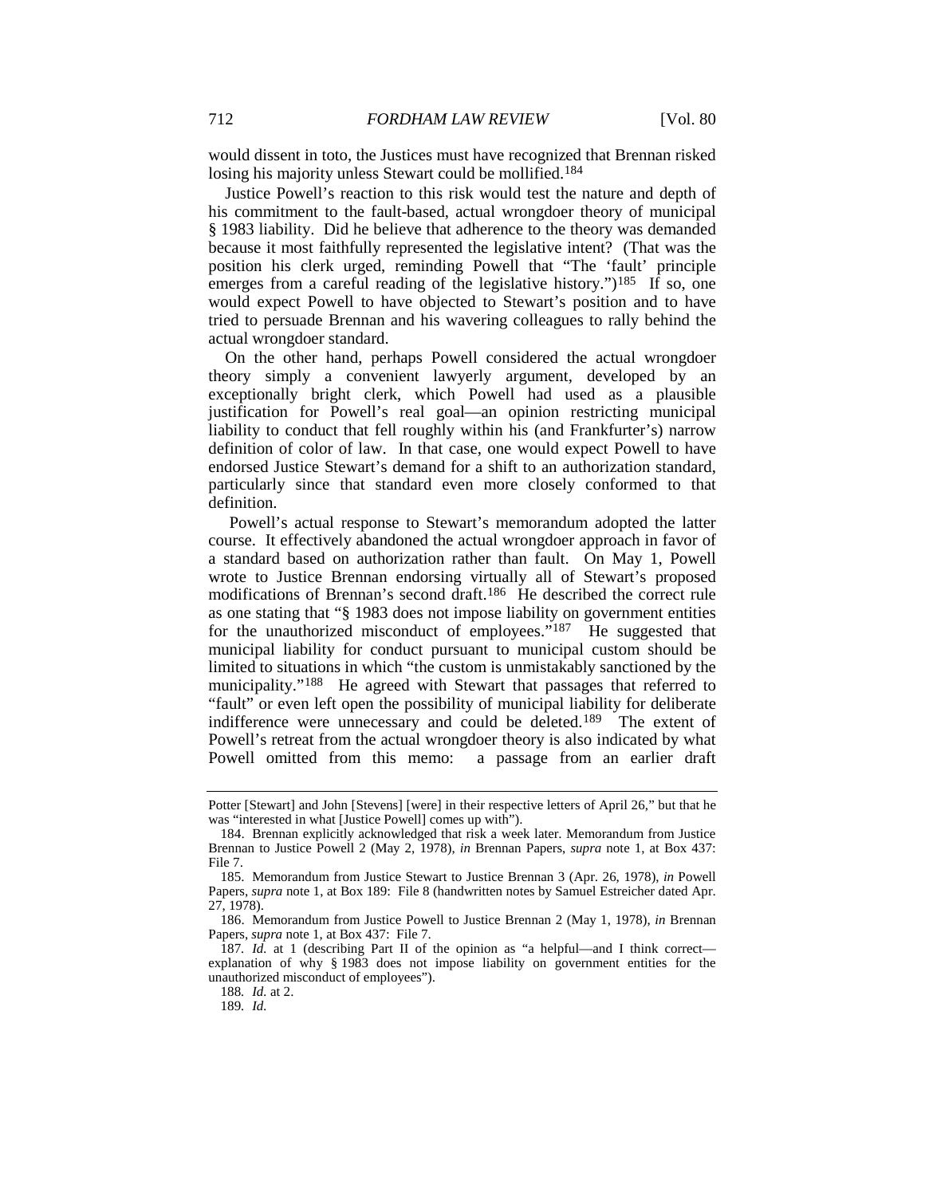would dissent in toto, the Justices must have recognized that Brennan risked losing his majority unless Stewart could be mollified.[184]

Justice Powell's reaction to this risk would test the nature and depth of his commitment to the fault-based, actual wrongdoer theory of municipal § 1983 liability. Did he believe that adherence to the theory was demanded because it most faithfully represented the legislative intent? (That was the position his clerk urged, reminding Powell that "The 'fault' principle emerges from a careful reading of the legislative history.")[185] If so, one would expect Powell to have objected to Stewart's position and to have tried to persuade Brennan and his wavering colleagues to rally behind the actual wrongdoer standard.

On the other hand, perhaps Powell considered the actual wrongdoer theory simply a convenient lawyerly argument, developed by an exceptionally bright clerk, which Powell had used as a plausible justification for Powell's real goal—an opinion restricting municipal liability to conduct that fell roughly within his (and Frankfurter's) narrow definition of color of law. In that case, one would expect Powell to have endorsed Justice Stewart's demand for a shift to an authorization standard, particularly since that standard even more closely conformed to that definition.

Powell's actual response to Stewart's memorandum adopted the latter course. It effectively abandoned the actual wrongdoer approach in favor of a standard based on authorization rather than fault. On May 1, Powell wrote to Justice Brennan endorsing virtually all of Stewart's proposed modifications of Brennan's second draft.[186] He described the correct rule as one stating that "§ 1983 does not impose liability on government entities for the unauthorized misconduct of employees."[187] He suggested that municipal liability for conduct pursuant to municipal custom should be limited to situations in which "the custom is unmistakably sanctioned by the municipality."[188] He agreed with Stewart that passages that referred to "fault" or even left open the possibility of municipal liability for deliberate indifference were unnecessary and could be deleted.[189] The extent of Powell's retreat from the actual wrongdoer theory is also indicated by what Powell omitted from this memo: a passage from an earlier draft

---

Potter [Stewart] and John [Stevens] [were] in their respective letters of April 26," but that he was "interested in what [Justice Powell] comes up with").

184. Brennan explicitly acknowledged that risk a week later. Memorandum from Justice Brennan to Justice Powell 2 (May 2, 1978), *in* Brennan Papers, *supra* note 1, at Box 437: File 7.

185. Memorandum from Justice Stewart to Justice Brennan 3 (Apr. 26, 1978), *in* Powell Papers, *supra* note 1, at Box 189: File 8 (handwritten notes by Samuel Estreicher dated Apr. 27, 1978).

186. Memorandum from Justice Powell to Justice Brennan 2 (May 1, 1978), *in* Brennan Papers, *supra* note 1, at Box 437: File 7.

187. *Id.* at 1 (describing Part II of the opinion as "a helpful—and I think correct—explanation of why § 1983 does not impose liability on government entities for the unauthorized misconduct of employees").

188. *Id.* at 2.

189. *Id.*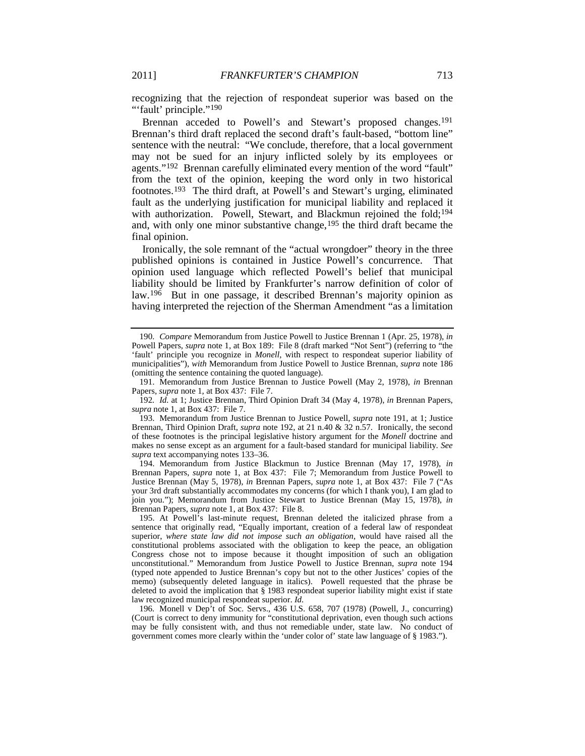recognizing that the rejection of respondeat superior was based on the "'fault' principle."[190]

Brennan acceded to Powell's and Stewart's proposed changes.[191] Brennan's third draft replaced the second draft's fault-based, "bottom line" sentence with the neutral: "We conclude, therefore, that a local government may not be sued for an injury inflicted solely by its employees or agents."[192] Brennan carefully eliminated every mention of the word "fault" from the text of the opinion, keeping the word only in two historical footnotes.[193] The third draft, at Powell's and Stewart's urging, eliminated fault as the underlying justification for municipal liability and replaced it with authorization. Powell, Stewart, and Blackmun rejoined the fold;[194] and, with only one minor substantive change,[195] the third draft became the final opinion.

Ironically, the sole remnant of the "actual wrongdoer" theory in the three published opinions is contained in Justice Powell's concurrence. That opinion used language which reflected Powell's belief that municipal liability should be limited by Frankfurter's narrow definition of color of law.[196] But in one passage, it described Brennan's majority opinion as having interpreted the rejection of the Sherman Amendment "as a limitation

---

190. *Compare* Memorandum from Justice Powell to Justice Brennan 1 (Apr. 25, 1978), *in* Powell Papers, *supra* note 1, at Box 189: File 8 (draft marked "Not Sent") (referring to "the 'fault' principle you recognize in *Monell*, with respect to respondeat superior liability of municipalities"), *with* Memorandum from Justice Powell to Justice Brennan, *supra* note 186 (omitting the sentence containing the quoted language).

191. Memorandum from Justice Brennan to Justice Powell (May 2, 1978), *in* Brennan Papers, *supra* note 1, at Box 437: File 7.

192. *Id.* at 1; Justice Brennan, Third Opinion Draft 34 (May 4, 1978), *in* Brennan Papers, *supra* note 1, at Box 437: File 7.

193. Memorandum from Justice Brennan to Justice Powell, *supra* note 191, at 1; Justice Brennan, Third Opinion Draft, *supra* note 192, at 21 n.40 & 32 n.57. Ironically, the second of these footnotes is the principal legislative history argument for the *Monell* doctrine and makes no sense except as an argument for a fault-based standard for municipal liability. *See supra* text accompanying notes 133–36.

194. Memorandum from Justice Blackmun to Justice Brennan (May 17, 1978), *in* Brennan Papers, *supra* note 1, at Box 437: File 7; Memorandum from Justice Powell to Justice Brennan (May 5, 1978), *in* Brennan Papers, *supra* note 1, at Box 437: File 7 ("As your 3rd draft substantially accommodates my concerns (for which I thank you), I am glad to join you."); Memorandum from Justice Stewart to Justice Brennan (May 15, 1978), *in* Brennan Papers, *supra* note 1, at Box 437: File 8.

195. At Powell's last-minute request, Brennan deleted the italicized phrase from a sentence that originally read, "Equally important, creation of a federal law of respondeat superior, *where state law did not impose such an obligation*, would have raised all the constitutional problems associated with the obligation to keep the peace, an obligation Congress chose not to impose because it thought imposition of such an obligation unconstitutional." Memorandum from Justice Powell to Justice Brennan, *supra* note 194 (typed note appended to Justice Brennan's copy but not to the other Justices' copies of the memo) (subsequently deleted language in italics). Powell requested that the phrase be deleted to avoid the implication that § 1983 respondeat superior liability might exist if state law recognized municipal respondeat superior. *Id.*

196. Monell v Dep't of Soc. Servs., 436 U.S. 658, 707 (1978) (Powell, J., concurring) (Court is correct to deny immunity for "constitutional deprivation, even though such actions may be fully consistent with, and thus not remediable under, state law. No conduct of government comes more clearly within the 'under color of' state law language of § 1983.").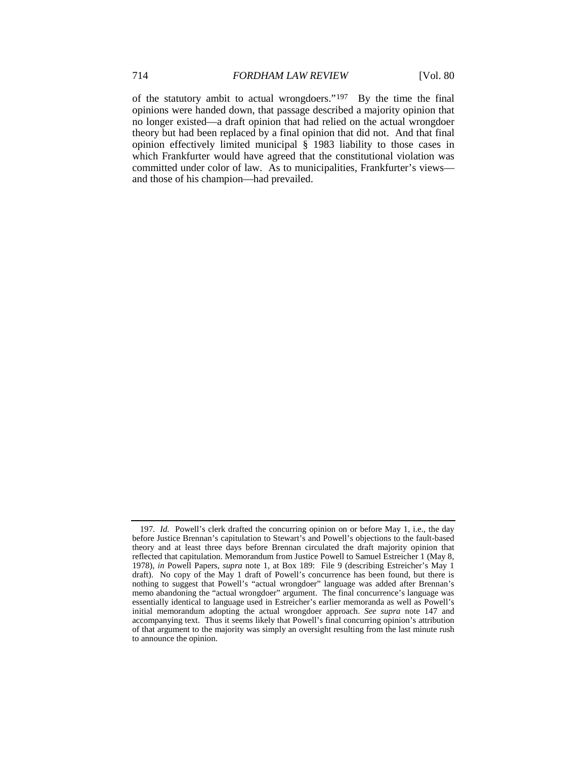of the statutory ambit to actual wrongdoers."[197] By the time the final opinions were handed down, that passage described a majority opinion that no longer existed—a draft opinion that had relied on the actual wrongdoer theory but had been replaced by a final opinion that did not. And that final opinion effectively limited municipal § 1983 liability to those cases in which Frankfurter would have agreed that the constitutional violation was committed under color of law. As to municipalities, Frankfurter's views—and those of his champion—had prevailed.

---

197. *Id.* Powell's clerk drafted the concurring opinion on or before May 1, i.e., the day before Justice Brennan's capitulation to Stewart's and Powell's objections to the fault-based theory and at least three days before Brennan circulated the draft majority opinion that reflected that capitulation. Memorandum from Justice Powell to Samuel Estreicher 1 (May 8, 1978), *in* Powell Papers, *supra* note 1, at Box 189: File 9 (describing Estreicher's May 1 draft). No copy of the May 1 draft of Powell's concurrence has been found, but there is nothing to suggest that Powell's "actual wrongdoer" language was added after Brennan's memo abandoning the "actual wrongdoer" argument. The final concurrence's language was essentially identical to language used in Estreicher's earlier memoranda as well as Powell's initial memorandum adopting the actual wrongdoer approach. *See supra* note 147 and accompanying text. Thus it seems likely that Powell's final concurring opinion's attribution of that argument to the majority was simply an oversight resulting from the last minute rush to announce the opinion.